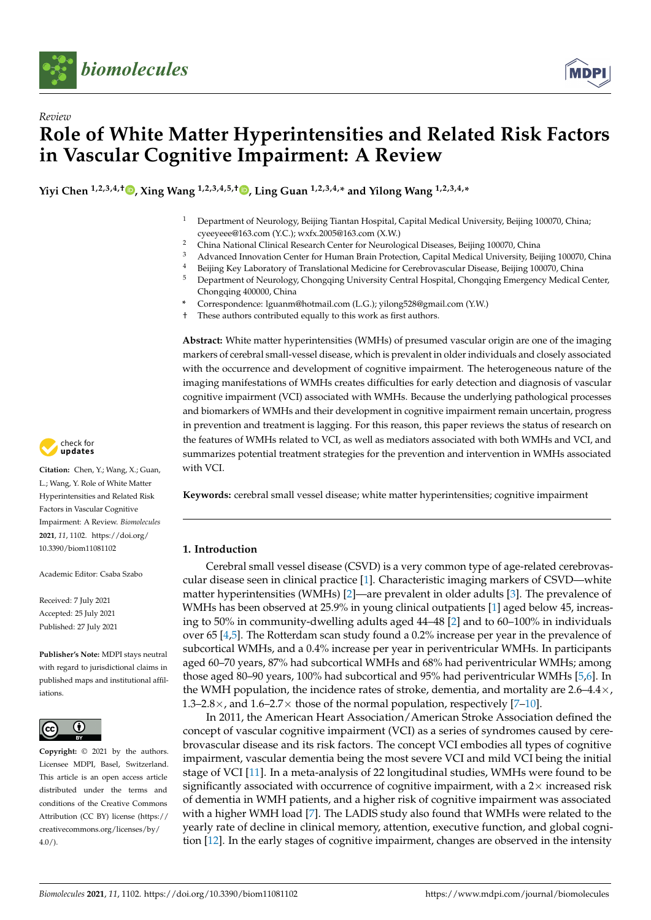*Review*

# Role of White Matter Hyperintensities and Related Risk Factors in Vascular Cognitive Impairment: A Review

**Yiyi Chen [1,2,3,4,†], Xing Wang [1,2,3,4,5,†], Ling Guan [1,2,3,4,*] and Yilong Wang [1,2,3,4,*]**

[1] Department of Neurology, Beijing Tiantan Hospital, Capital Medical University, Beijing 100070, China; cyeeyeee@163.com (Y.C.); wxfx.2005@163.com (X.W.)
[2] China National Clinical Research Center for Neurological Diseases, Beijing 100070, China
[3] Advanced Innovation Center for Human Brain Protection, Capital Medical University, Beijing 100070, China
[4] Beijing Key Laboratory of Translational Medicine for Cerebrovascular Disease, Beijing 100070, China
[5] Department of Neurology, Chongqing University Central Hospital, Chongqing Emergency Medical Center, Chongqing 400000, China

\* Correspondence: lguanm@hotmail.com (L.G.); yilong528@gmail.com (Y.W.)
† These authors contributed equally to this work as first authors.

**Citation:** Chen, Y.; Wang, X.; Guan, L.; Wang, Y. Role of White Matter Hyperintensities and Related Risk Factors in Vascular Cognitive Impairment: A Review. *Biomolecules* **2021**, *11*, 1102. https://doi.org/10.3390/biom11081102

Academic Editor: Csaba Szabo

Received: 7 July 2021
Accepted: 25 July 2021
Published: 27 July 2021

**Publisher's Note:** MDPI stays neutral with regard to jurisdictional claims in published maps and institutional affiliations.

**Copyright:** © 2021 by the authors. Licensee MDPI, Basel, Switzerland. This article is an open access article distributed under the terms and conditions of the Creative Commons Attribution (CC BY) license (https://creativecommons.org/licenses/by/4.0/).

**Abstract:** White matter hyperintensities (WMHs) of presumed vascular origin are one of the imaging markers of cerebral small-vessel disease, which is prevalent in older individuals and closely associated with the occurrence and development of cognitive impairment. The heterogeneous nature of the imaging manifestations of WMHs creates difficulties for early detection and diagnosis of vascular cognitive impairment (VCI) associated with WMHs. Because the underlying pathological processes and biomarkers of WMHs and their development in cognitive impairment remain uncertain, progress in prevention and treatment is lagging. For this reason, this paper reviews the status of research on the features of WMHs related to VCI, as well as mediators associated with both WMHs and VCI, and summarizes potential treatment strategies for the prevention and intervention in WMHs associated with VCI.

**Keywords:** cerebral small vessel disease; white matter hyperintensities; cognitive impairment

## 1. Introduction

Cerebral small vessel disease (CSVD) is a very common type of age-related cerebrovascular disease seen in clinical practice [1]. Characteristic imaging markers of CSVD—white matter hyperintensities (WMHs) [2]—are prevalent in older adults [3]. The prevalence of WMHs has been observed at 25.9% in young clinical outpatients [1] aged below 45, increasing to 50% in community-dwelling adults aged 44–48 [2] and to 60–100% in individuals over 65 [4,5]. The Rotterdam scan study found a 0.2% increase per year in the prevalence of subcortical WMHs, and a 0.4% increase per year in periventricular WMHs. In participants aged 60–70 years, 87% had subcortical WMHs and 68% had periventricular WMHs; among those aged 80–90 years, 100% had subcortical and 95% had periventricular WMHs [5,6]. In the WMH population, the incidence rates of stroke, dementia, and mortality are 2.6–4.4×, 1.3–2.8×, and 1.6–2.7× those of the normal population, respectively [7–10].

In 2011, the American Heart Association/American Stroke Association defined the concept of vascular cognitive impairment (VCI) as a series of syndromes caused by cerebrovascular disease and its risk factors. The concept VCI embodies all types of cognitive impairment, vascular dementia being the most severe VCI and mild VCI being the initial stage of VCI [11]. In a meta-analysis of 22 longitudinal studies, WMHs were found to be significantly associated with occurrence of cognitive impairment, with a 2× increased risk of dementia in WMH patients, and a higher risk of cognitive impairment was associated with a higher WMH load [7]. The LADIS study also found that WMHs were related to the yearly rate of decline in clinical memory, attention, executive function, and global cognition [12]. In the early stages of cognitive impairment, changes are observed in the intensity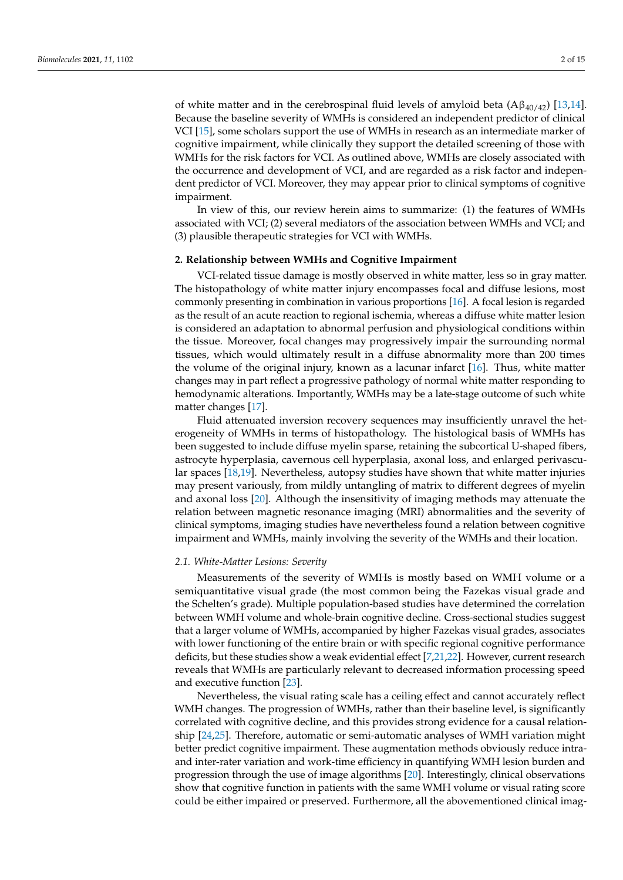of white matter and in the cerebrospinal fluid levels of amyloid beta ($A\beta_{40/42}$) [13,14]. Because the baseline severity of WMHs is considered an independent predictor of clinical VCI [15], some scholars support the use of WMHs in research as an intermediate marker of cognitive impairment, while clinically they support the detailed screening of those with WMHs for the risk factors for VCI. As outlined above, WMHs are closely associated with the occurrence and development of VCI, and are regarded as a risk factor and independent predictor of VCI. Moreover, they may appear prior to clinical symptoms of cognitive impairment.

In view of this, our review herein aims to summarize: (1) the features of WMHs associated with VCI; (2) several mediators of the association between WMHs and VCI; and (3) plausible therapeutic strategies for VCI with WMHs.

## 2. Relationship between WMHs and Cognitive Impairment

VCI-related tissue damage is mostly observed in white matter, less so in gray matter. The histopathology of white matter injury encompasses focal and diffuse lesions, most commonly presenting in combination in various proportions [16]. A focal lesion is regarded as the result of an acute reaction to regional ischemia, whereas a diffuse white matter lesion is considered an adaptation to abnormal perfusion and physiological conditions within the tissue. Moreover, focal changes may progressively impair the surrounding normal tissues, which would ultimately result in a diffuse abnormality more than 200 times the volume of the original injury, known as a lacunar infarct [16]. Thus, white matter changes may in part reflect a progressive pathology of normal white matter responding to hemodynamic alterations. Importantly, WMHs may be a late-stage outcome of such white matter changes [17].

Fluid attenuated inversion recovery sequences may insufficiently unravel the heterogeneity of WMHs in terms of histopathology. The histological basis of WMHs has been suggested to include diffuse myelin sparse, retaining the subcortical U-shaped fibers, astrocyte hyperplasia, cavernous cell hyperplasia, axonal loss, and enlarged perivascular spaces [18,19]. Nevertheless, autopsy studies have shown that white matter injuries may present variously, from mildly untangling of matrix to different degrees of myelin and axonal loss [20]. Although the insensitivity of imaging methods may attenuate the relation between magnetic resonance imaging (MRI) abnormalities and the severity of clinical symptoms, imaging studies have nevertheless found a relation between cognitive impairment and WMHs, mainly involving the severity of the WMHs and their location.

### 2.1. White-Matter Lesions: Severity

Measurements of the severity of WMHs is mostly based on WMH volume or a semiquantitative visual grade (the most common being the Fazekas visual grade and the Schelten's grade). Multiple population-based studies have determined the correlation between WMH volume and whole-brain cognitive decline. Cross-sectional studies suggest that a larger volume of WMHs, accompanied by higher Fazekas visual grades, associates with lower functioning of the entire brain or with specific regional cognitive performance deficits, but these studies show a weak evidential effect [7,21,22]. However, current research reveals that WMHs are particularly relevant to decreased information processing speed and executive function [23].

Nevertheless, the visual rating scale has a ceiling effect and cannot accurately reflect WMH changes. The progression of WMHs, rather than their baseline level, is significantly correlated with cognitive decline, and this provides strong evidence for a causal relationship [24,25]. Therefore, automatic or semi-automatic analyses of WMH variation might better predict cognitive impairment. These augmentation methods obviously reduce intra- and inter-rater variation and work-time efficiency in quantifying WMH lesion burden and progression through the use of image algorithms [20]. Interestingly, clinical observations show that cognitive function in patients with the same WMH volume or visual rating score could be either impaired or preserved. Furthermore, all the abovementioned clinical imag-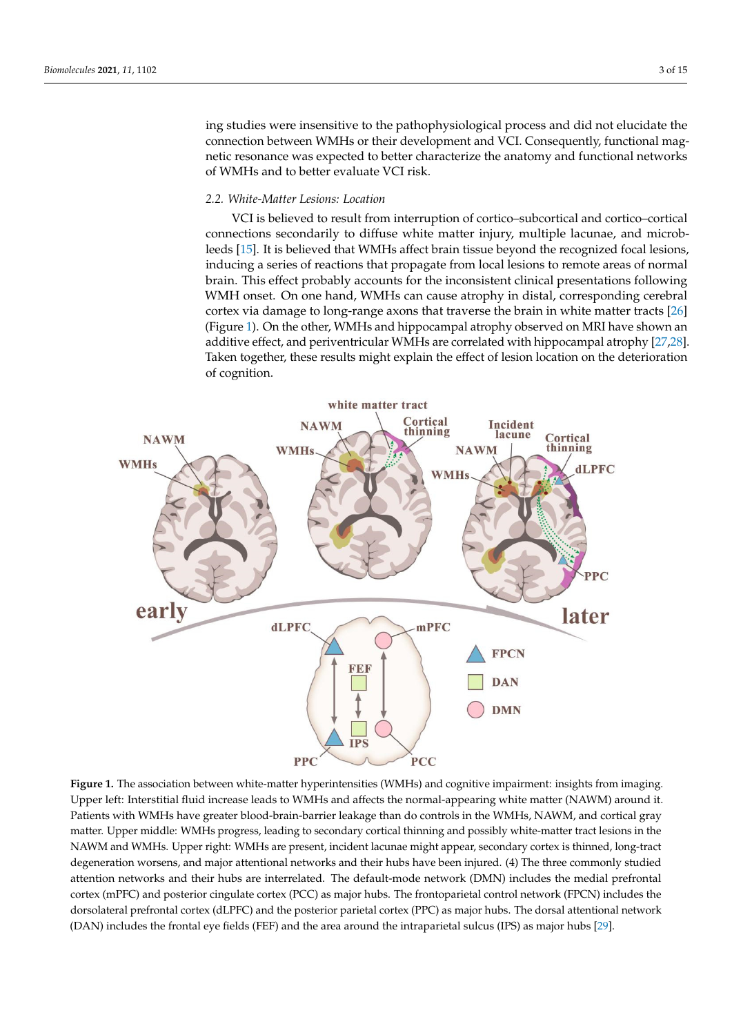ing studies were insensitive to the pathophysiological process and did not elucidate the connection between WMHs or their development and VCI. Consequently, functional magnetic resonance was expected to better characterize the anatomy and functional networks of WMHs and to better evaluate VCI risk.

### 2.2. White-Matter Lesions: Location

VCI is believed to result from interruption of cortico–subcortical and cortico–cortical connections secondarily to diffuse white matter injury, multiple lacunae, and microbleeds [15]. It is believed that WMHs affect brain tissue beyond the recognized focal lesions, inducing a series of reactions that propagate from local lesions to remote areas of normal brain. This effect probably accounts for the inconsistent clinical presentations following WMH onset. On one hand, WMHs can cause atrophy in distal, corresponding cerebral cortex via damage to long-range axons that traverse the brain in white matter tracts [26] (Figure 1). On the other, WMHs and hippocampal atrophy observed on MRI have shown an additive effect, and periventricular WMHs are correlated with hippocampal atrophy [27,28]. Taken together, these results might explain the effect of lesion location on the deterioration of cognition.

**Figure 1.** The association between white-matter hyperintensities (WMHs) and cognitive impairment: insights from imaging. Upper left: Interstitial fluid increase leads to WMHs and affects the normal-appearing white matter (NAWM) around it. Patients with WMHs have greater blood-brain-barrier leakage than do controls in the WMHs, NAWM, and cortical gray matter. Upper middle: WMHs progress, leading to secondary cortical thinning and possibly white-matter tract lesions in the NAWM and WMHs. Upper right: WMHs are present, incident lacunae might appear, secondary cortex is thinned, long-tract degeneration worsens, and major attentional networks and their hubs have been injured. (4) The three commonly studied attention networks and their hubs are interrelated. The default-mode network (DMN) includes the medial prefrontal cortex (mPFC) and posterior cingulate cortex (PCC) as major hubs. The frontoparietal control network (FPCN) includes the dorsolateral prefrontal cortex (dLPFC) and the posterior parietal cortex (PPC) as major hubs. The dorsal attentional network (DAN) includes the frontal eye fields (FEF) and the area around the intraparietal sulcus (IPS) as major hubs [29].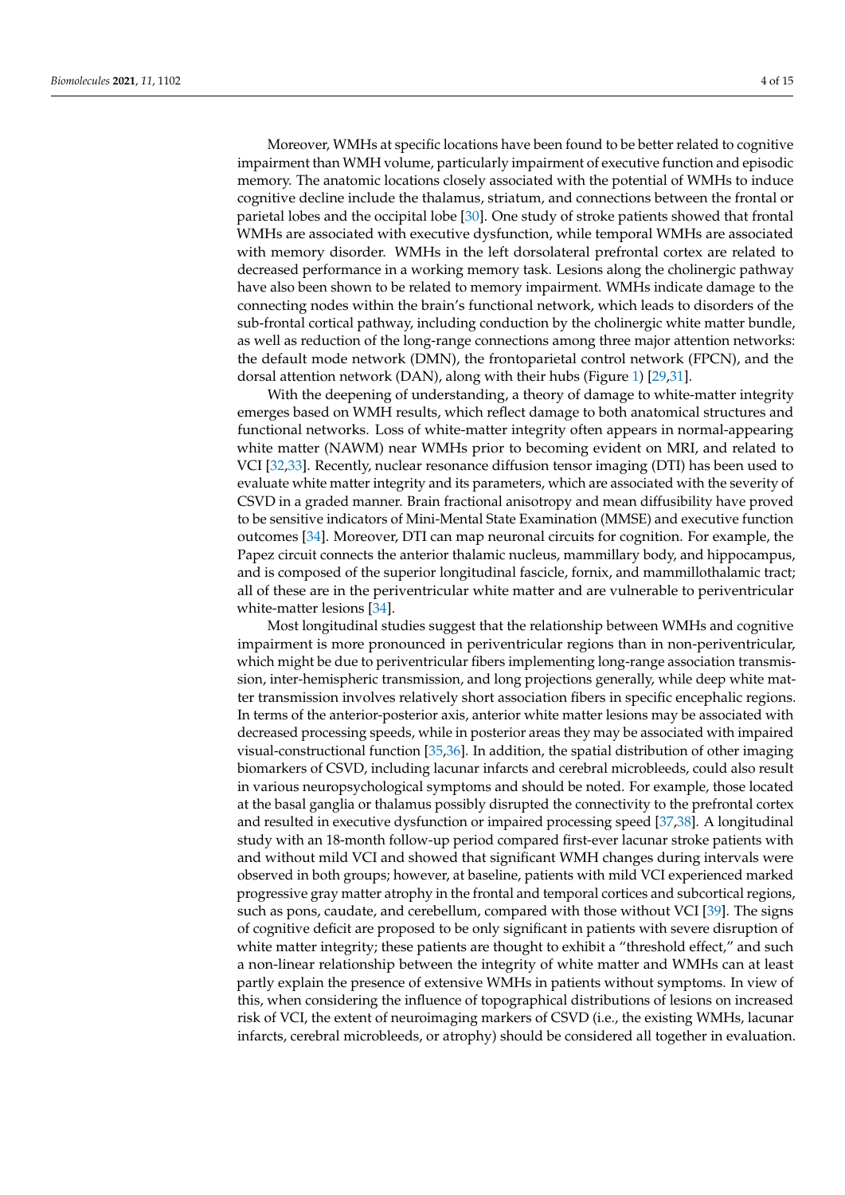Moreover, WMHs at specific locations have been found to be better related to cognitive impairment than WMH volume, particularly impairment of executive function and episodic memory. The anatomic locations closely associated with the potential of WMHs to induce cognitive decline include the thalamus, striatum, and connections between the frontal or parietal lobes and the occipital lobe [30]. One study of stroke patients showed that frontal WMHs are associated with executive dysfunction, while temporal WMHs are associated with memory disorder. WMHs in the left dorsolateral prefrontal cortex are related to decreased performance in a working memory task. Lesions along the cholinergic pathway have also been shown to be related to memory impairment. WMHs indicate damage to the connecting nodes within the brain's functional network, which leads to disorders of the sub-frontal cortical pathway, including conduction by the cholinergic white matter bundle, as well as reduction of the long-range connections among three major attention networks: the default mode network (DMN), the frontoparietal control network (FPCN), and the dorsal attention network (DAN), along with their hubs (Figure 1) [29,31].

With the deepening of understanding, a theory of damage to white-matter integrity emerges based on WMH results, which reflect damage to both anatomical structures and functional networks. Loss of white-matter integrity often appears in normal-appearing white matter (NAWM) near WMHs prior to becoming evident on MRI, and related to VCI [32,33]. Recently, nuclear resonance diffusion tensor imaging (DTI) has been used to evaluate white matter integrity and its parameters, which are associated with the severity of CSVD in a graded manner. Brain fractional anisotropy and mean diffusibility have proved to be sensitive indicators of Mini-Mental State Examination (MMSE) and executive function outcomes [34]. Moreover, DTI can map neuronal circuits for cognition. For example, the Papez circuit connects the anterior thalamic nucleus, mammillary body, and hippocampus, and is composed of the superior longitudinal fascicle, fornix, and mammillothalamic tract; all of these are in the periventricular white matter and are vulnerable to periventricular white-matter lesions [34].

Most longitudinal studies suggest that the relationship between WMHs and cognitive impairment is more pronounced in periventricular regions than in non-periventricular, which might be due to periventricular fibers implementing long-range association transmission, inter-hemispheric transmission, and long projections generally, while deep white matter transmission involves relatively short association fibers in specific encephalic regions. In terms of the anterior-posterior axis, anterior white matter lesions may be associated with decreased processing speeds, while in posterior areas they may be associated with impaired visual-constructional function [35,36]. In addition, the spatial distribution of other imaging biomarkers of CSVD, including lacunar infarcts and cerebral microbleeds, could also result in various neuropsychological symptoms and should be noted. For example, those located at the basal ganglia or thalamus possibly disrupted the connectivity to the prefrontal cortex and resulted in executive dysfunction or impaired processing speed [37,38]. A longitudinal study with an 18-month follow-up period compared first-ever lacunar stroke patients with and without mild VCI and showed that significant WMH changes during intervals were observed in both groups; however, at baseline, patients with mild VCI experienced marked progressive gray matter atrophy in the frontal and temporal cortices and subcortical regions, such as pons, caudate, and cerebellum, compared with those without VCI [39]. The signs of cognitive deficit are proposed to be only significant in patients with severe disruption of white matter integrity; these patients are thought to exhibit a "threshold effect," and such a non-linear relationship between the integrity of white matter and WMHs can at least partly explain the presence of extensive WMHs in patients without symptoms. In view of this, when considering the influence of topographical distributions of lesions on increased risk of VCI, the extent of neuroimaging markers of CSVD (i.e., the existing WMHs, lacunar infarcts, cerebral microbleeds, or atrophy) should be considered all together in evaluation.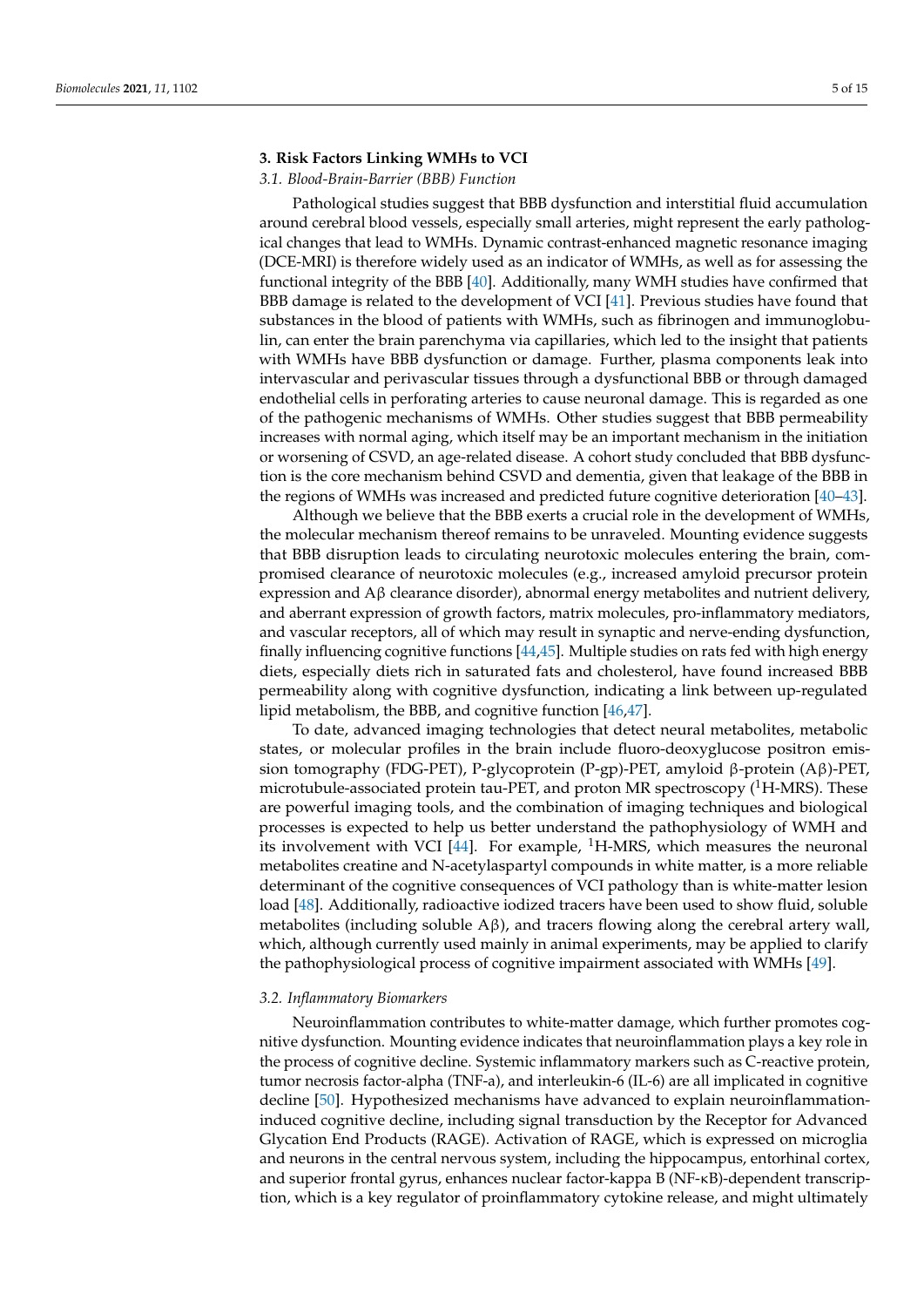## 3. Risk Factors Linking WMHs to VCI

### 3.1. Blood-Brain-Barrier (BBB) Function

Pathological studies suggest that BBB dysfunction and interstitial fluid accumulation around cerebral blood vessels, especially small arteries, might represent the early pathological changes that lead to WMHs. Dynamic contrast-enhanced magnetic resonance imaging (DCE-MRI) is therefore widely used as an indicator of WMHs, as well as for assessing the functional integrity of the BBB [40]. Additionally, many WMH studies have confirmed that BBB damage is related to the development of VCI [41]. Previous studies have found that substances in the blood of patients with WMHs, such as fibrinogen and immunoglobulin, can enter the brain parenchyma via capillaries, which led to the insight that patients with WMHs have BBB dysfunction or damage. Further, plasma components leak into intervascular and perivascular tissues through a dysfunctional BBB or through damaged endothelial cells in perforating arteries to cause neuronal damage. This is regarded as one of the pathogenic mechanisms of WMHs. Other studies suggest that BBB permeability increases with normal aging, which itself may be an important mechanism in the initiation or worsening of CSVD, an age-related disease. A cohort study concluded that BBB dysfunction is the core mechanism behind CSVD and dementia, given that leakage of the BBB in the regions of WMHs was increased and predicted future cognitive deterioration [40–43].

Although we believe that the BBB exerts a crucial role in the development of WMHs, the molecular mechanism thereof remains to be unraveled. Mounting evidence suggests that BBB disruption leads to circulating neurotoxic molecules entering the brain, compromised clearance of neurotoxic molecules (e.g., increased amyloid precursor protein expression and Aβ clearance disorder), abnormal energy metabolites and nutrient delivery, and aberrant expression of growth factors, matrix molecules, pro-inflammatory mediators, and vascular receptors, all of which may result in synaptic and nerve-ending dysfunction, finally influencing cognitive functions [44,45]. Multiple studies on rats fed with high energy diets, especially diets rich in saturated fats and cholesterol, have found increased BBB permeability along with cognitive dysfunction, indicating a link between up-regulated lipid metabolism, the BBB, and cognitive function [46,47].

To date, advanced imaging technologies that detect neural metabolites, metabolic states, or molecular profiles in the brain include fluoro-deoxyglucose positron emission tomography (FDG-PET), P-glycoprotein (P-gp)-PET, amyloid β-protein (Aβ)-PET, microtubule-associated protein tau-PET, and proton MR spectroscopy ($^{1}$H-MRS). These are powerful imaging tools, and the combination of imaging techniques and biological processes is expected to help us better understand the pathophysiology of WMH and its involvement with VCI [44]. For example, $^{1}$H-MRS, which measures the neuronal metabolites creatine and N-acetylaspartyl compounds in white matter, is a more reliable determinant of the cognitive consequences of VCI pathology than is white-matter lesion load [48]. Additionally, radioactive iodized tracers have been used to show fluid, soluble metabolites (including soluble Aβ), and tracers flowing along the cerebral artery wall, which, although currently used mainly in animal experiments, may be applied to clarify the pathophysiological process of cognitive impairment associated with WMHs [49].

### 3.2. Inflammatory Biomarkers

Neuroinflammation contributes to white-matter damage, which further promotes cognitive dysfunction. Mounting evidence indicates that neuroinflammation plays a key role in the process of cognitive decline. Systemic inflammatory markers such as C-reactive protein, tumor necrosis factor-alpha (TNF-a), and interleukin-6 (IL-6) are all implicated in cognitive decline [50]. Hypothesized mechanisms have advanced to explain neuroinflammation-induced cognitive decline, including signal transduction by the Receptor for Advanced Glycation End Products (RAGE). Activation of RAGE, which is expressed on microglia and neurons in the central nervous system, including the hippocampus, entorhinal cortex, and superior frontal gyrus, enhances nuclear factor-kappa B (NF-κB)-dependent transcription, which is a key regulator of proinflammatory cytokine release, and might ultimately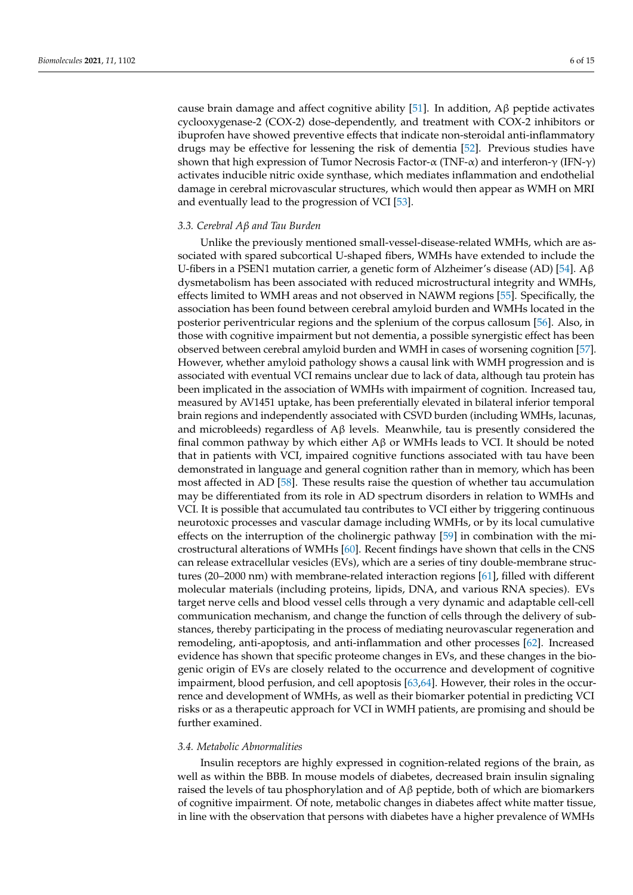cause brain damage and affect cognitive ability [51]. In addition, Aβ peptide activates cyclooxygenase-2 (COX-2) dose-dependently, and treatment with COX-2 inhibitors or ibuprofen have showed preventive effects that indicate non-steroidal anti-inflammatory drugs may be effective for lessening the risk of dementia [52]. Previous studies have shown that high expression of Tumor Necrosis Factor-α (TNF-α) and interferon-γ (IFN-γ) activates inducible nitric oxide synthase, which mediates inflammation and endothelial damage in cerebral microvascular structures, which would then appear as WMH on MRI and eventually lead to the progression of VCI [53].

### 3.3. Cerebral Aβ and Tau Burden

Unlike the previously mentioned small-vessel-disease-related WMHs, which are associated with spared subcortical U-shaped fibers, WMHs have extended to include the U-fibers in a PSEN1 mutation carrier, a genetic form of Alzheimer's disease (AD) [54]. Aβ dysmetabolism has been associated with reduced microstructural integrity and WMHs, effects limited to WMH areas and not observed in NAWM regions [55]. Specifically, the association has been found between cerebral amyloid burden and WMHs located in the posterior periventricular regions and the splenium of the corpus callosum [56]. Also, in those with cognitive impairment but not dementia, a possible synergistic effect has been observed between cerebral amyloid burden and WMH in cases of worsening cognition [57]. However, whether amyloid pathology shows a causal link with WMH progression and is associated with eventual VCI remains unclear due to lack of data, although tau protein has been implicated in the association of WMHs with impairment of cognition. Increased tau, measured by AV1451 uptake, has been preferentially elevated in bilateral inferior temporal brain regions and independently associated with CSVD burden (including WMHs, lacunas, and microbleeds) regardless of Aβ levels. Meanwhile, tau is presently considered the final common pathway by which either Aβ or WMHs leads to VCI. It should be noted that in patients with VCI, impaired cognitive functions associated with tau have been demonstrated in language and general cognition rather than in memory, which has been most affected in AD [58]. These results raise the question of whether tau accumulation may be differentiated from its role in AD spectrum disorders in relation to WMHs and VCI. It is possible that accumulated tau contributes to VCI either by triggering continuous neurotoxic processes and vascular damage including WMHs, or by its local cumulative effects on the interruption of the cholinergic pathway [59] in combination with the microstructural alterations of WMHs [60]. Recent findings have shown that cells in the CNS can release extracellular vesicles (EVs), which are a series of tiny double-membrane structures (20–2000 nm) with membrane-related interaction regions [61], filled with different molecular materials (including proteins, lipids, DNA, and various RNA species). EVs target nerve cells and blood vessel cells through a very dynamic and adaptable cell-cell communication mechanism, and change the function of cells through the delivery of substances, thereby participating in the process of mediating neurovascular regeneration and remodeling, anti-apoptosis, and anti-inflammation and other processes [62]. Increased evidence has shown that specific proteome changes in EVs, and these changes in the biogenic origin of EVs are closely related to the occurrence and development of cognitive impairment, blood perfusion, and cell apoptosis [63,64]. However, their roles in the occurrence and development of WMHs, as well as their biomarker potential in predicting VCI risks or as a therapeutic approach for VCI in WMH patients, are promising and should be further examined.

### 3.4. Metabolic Abnormalities

Insulin receptors are highly expressed in cognition-related regions of the brain, as well as within the BBB. In mouse models of diabetes, decreased brain insulin signaling raised the levels of tau phosphorylation and of Aβ peptide, both of which are biomarkers of cognitive impairment. Of note, metabolic changes in diabetes affect white matter tissue, in line with the observation that persons with diabetes have a higher prevalence of WMHs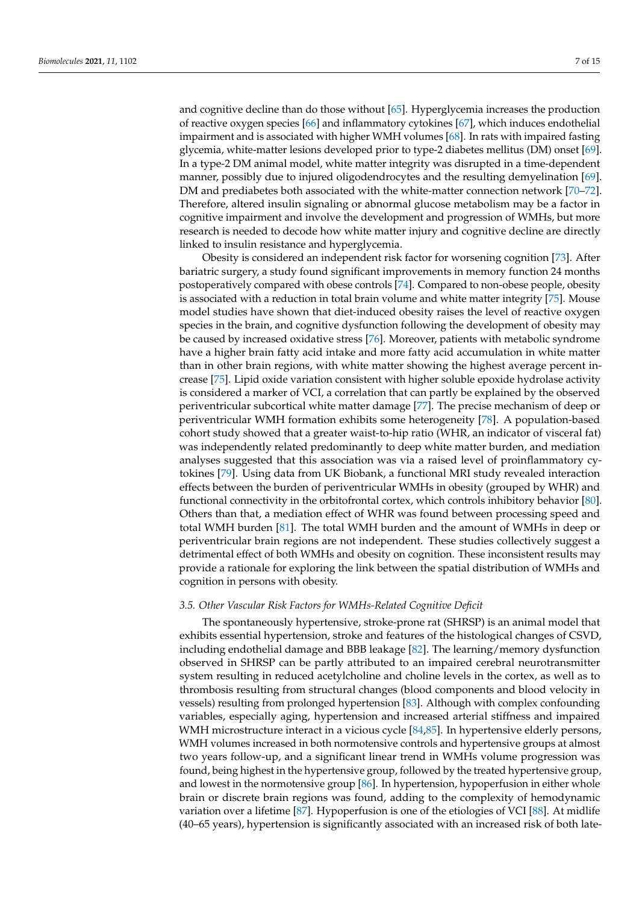and cognitive decline than do those without [65]. Hyperglycemia increases the production of reactive oxygen species [66] and inflammatory cytokines [67], which induces endothelial impairment and is associated with higher WMH volumes [68]. In rats with impaired fasting glycemia, white-matter lesions developed prior to type-2 diabetes mellitus (DM) onset [69]. In a type-2 DM animal model, white matter integrity was disrupted in a time-dependent manner, possibly due to injured oligodendrocytes and the resulting demyelination [69]. DM and prediabetes both associated with the white-matter connection network [70–72]. Therefore, altered insulin signaling or abnormal glucose metabolism may be a factor in cognitive impairment and involve the development and progression of WMHs, but more research is needed to decode how white matter injury and cognitive decline are directly linked to insulin resistance and hyperglycemia.

Obesity is considered an independent risk factor for worsening cognition [73]. After bariatric surgery, a study found significant improvements in memory function 24 months postoperatively compared with obese controls [74]. Compared to non-obese people, obesity is associated with a reduction in total brain volume and white matter integrity [75]. Mouse model studies have shown that diet-induced obesity raises the level of reactive oxygen species in the brain, and cognitive dysfunction following the development of obesity may be caused by increased oxidative stress [76]. Moreover, patients with metabolic syndrome have a higher brain fatty acid intake and more fatty acid accumulation in white matter than in other brain regions, with white matter showing the highest average percent increase [75]. Lipid oxide variation consistent with higher soluble epoxide hydrolase activity is considered a marker of VCI, a correlation that can partly be explained by the observed periventricular subcortical white matter damage [77]. The precise mechanism of deep or periventricular WMH formation exhibits some heterogeneity [78]. A population-based cohort study showed that a greater waist-to-hip ratio (WHR, an indicator of visceral fat) was independently related predominantly to deep white matter burden, and mediation analyses suggested that this association was via a raised level of proinflammatory cytokines [79]. Using data from UK Biobank, a functional MRI study revealed interaction effects between the burden of periventricular WMHs in obesity (grouped by WHR) and functional connectivity in the orbitofrontal cortex, which controls inhibitory behavior [80]. Others than that, a mediation effect of WHR was found between processing speed and total WMH burden [81]. The total WMH burden and the amount of WMHs in deep or periventricular brain regions are not independent. These studies collectively suggest a detrimental effect of both WMHs and obesity on cognition. These inconsistent results may provide a rationale for exploring the link between the spatial distribution of WMHs and cognition in persons with obesity.

### *3.5. Other Vascular Risk Factors for WMHs-Related Cognitive Deficit*

The spontaneously hypertensive, stroke-prone rat (SHRSP) is an animal model that exhibits essential hypertension, stroke and features of the histological changes of CSVD, including endothelial damage and BBB leakage [82]. The learning/memory dysfunction observed in SHRSP can be partly attributed to an impaired cerebral neurotransmitter system resulting in reduced acetylcholine and choline levels in the cortex, as well as to thrombosis resulting from structural changes (blood components and blood velocity in vessels) resulting from prolonged hypertension [83]. Although with complex confounding variables, especially aging, hypertension and increased arterial stiffness and impaired WMH microstructure interact in a vicious cycle [84,85]. In hypertensive elderly persons, WMH volumes increased in both normotensive controls and hypertensive groups at almost two years follow-up, and a significant linear trend in WMHs volume progression was found, being highest in the hypertensive group, followed by the treated hypertensive group, and lowest in the normotensive group [86]. In hypertension, hypoperfusion in either whole brain or discrete brain regions was found, adding to the complexity of hemodynamic variation over a lifetime [87]. Hypoperfusion is one of the etiologies of VCI [88]. At midlife (40–65 years), hypertension is significantly associated with an increased risk of both late-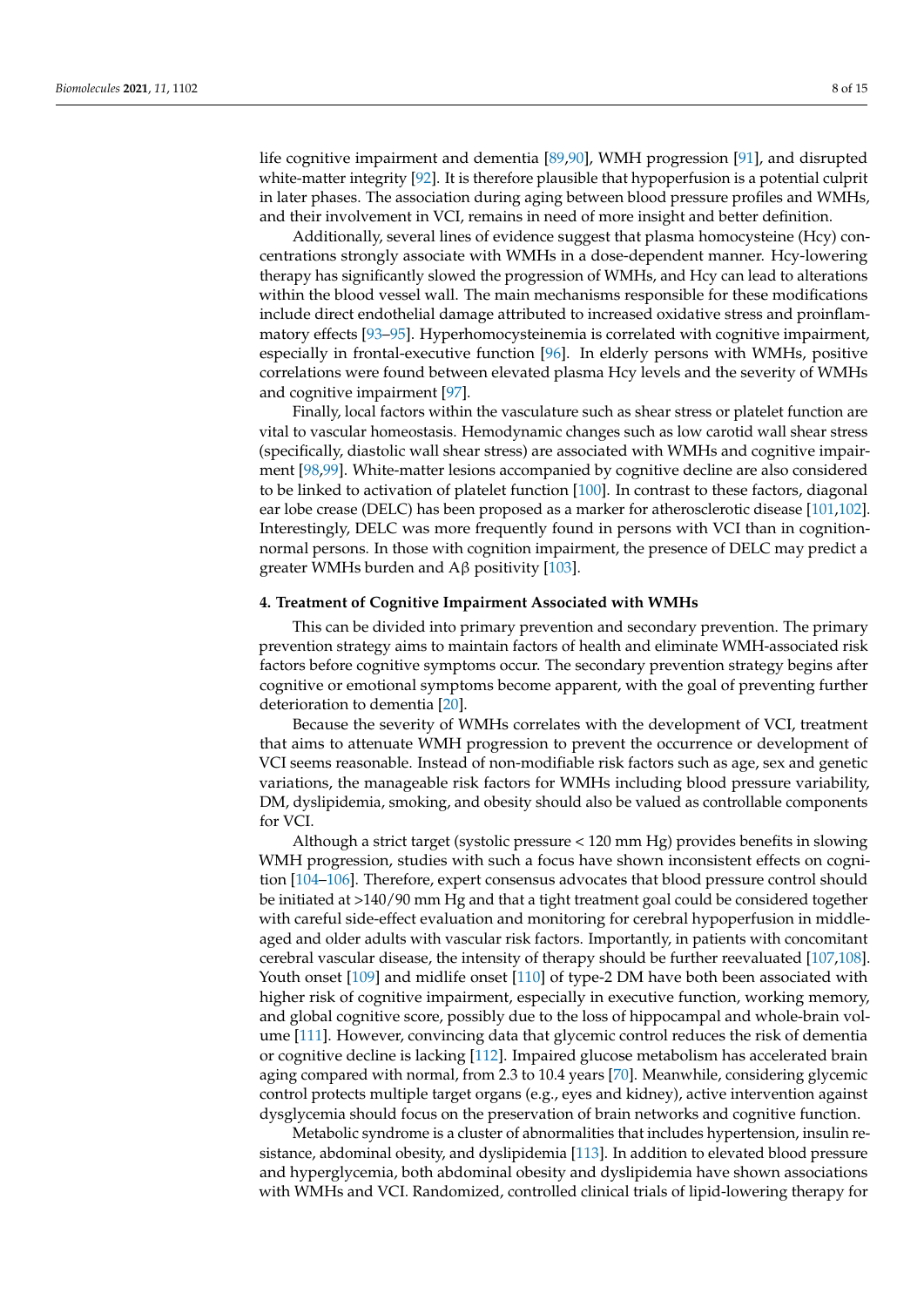life cognitive impairment and dementia [89,90], WMH progression [91], and disrupted white-matter integrity [92]. It is therefore plausible that hypoperfusion is a potential culprit in later phases. The association during aging between blood pressure profiles and WMHs, and their involvement in VCI, remains in need of more insight and better definition.

Additionally, several lines of evidence suggest that plasma homocysteine (Hcy) concentrations strongly associate with WMHs in a dose-dependent manner. Hcy-lowering therapy has significantly slowed the progression of WMHs, and Hcy can lead to alterations within the blood vessel wall. The main mechanisms responsible for these modifications include direct endothelial damage attributed to increased oxidative stress and proinflammatory effects [93–95]. Hyperhomocysteinemia is correlated with cognitive impairment, especially in frontal-executive function [96]. In elderly persons with WMHs, positive correlations were found between elevated plasma Hcy levels and the severity of WMHs and cognitive impairment [97].

Finally, local factors within the vasculature such as shear stress or platelet function are vital to vascular homeostasis. Hemodynamic changes such as low carotid wall shear stress (specifically, diastolic wall shear stress) are associated with WMHs and cognitive impairment [98,99]. White-matter lesions accompanied by cognitive decline are also considered to be linked to activation of platelet function [100]. In contrast to these factors, diagonal ear lobe crease (DELC) has been proposed as a marker for atherosclerotic disease [101,102]. Interestingly, DELC was more frequently found in persons with VCI than in cognition-normal persons. In those with cognition impairment, the presence of DELC may predict a greater WMHs burden and Aβ positivity [103].

#### 4. Treatment of Cognitive Impairment Associated with WMHs

This can be divided into primary prevention and secondary prevention. The primary prevention strategy aims to maintain factors of health and eliminate WMH-associated risk factors before cognitive symptoms occur. The secondary prevention strategy begins after cognitive or emotional symptoms become apparent, with the goal of preventing further deterioration to dementia [20].

Because the severity of WMHs correlates with the development of VCI, treatment that aims to attenuate WMH progression to prevent the occurrence or development of VCI seems reasonable. Instead of non-modifiable risk factors such as age, sex and genetic variations, the manageable risk factors for WMHs including blood pressure variability, DM, dyslipidemia, smoking, and obesity should also be valued as controllable components for VCI.

Although a strict target (systolic pressure < 120 mm Hg) provides benefits in slowing WMH progression, studies with such a focus have shown inconsistent effects on cognition [104–106]. Therefore, expert consensus advocates that blood pressure control should be initiated at >140/90 mm Hg and that a tight treatment goal could be considered together with careful side-effect evaluation and monitoring for cerebral hypoperfusion in middle-aged and older adults with vascular risk factors. Importantly, in patients with concomitant cerebral vascular disease, the intensity of therapy should be further reevaluated [107,108]. Youth onset [109] and midlife onset [110] of type-2 DM have both been associated with higher risk of cognitive impairment, especially in executive function, working memory, and global cognitive score, possibly due to the loss of hippocampal and whole-brain volume [111]. However, convincing data that glycemic control reduces the risk of dementia or cognitive decline is lacking [112]. Impaired glucose metabolism has accelerated brain aging compared with normal, from 2.3 to 10.4 years [70]. Meanwhile, considering glycemic control protects multiple target organs (e.g., eyes and kidney), active intervention against dysglycemia should focus on the preservation of brain networks and cognitive function.

Metabolic syndrome is a cluster of abnormalities that includes hypertension, insulin resistance, abdominal obesity, and dyslipidemia [113]. In addition to elevated blood pressure and hyperglycemia, both abdominal obesity and dyslipidemia have shown associations with WMHs and VCI. Randomized, controlled clinical trials of lipid-lowering therapy for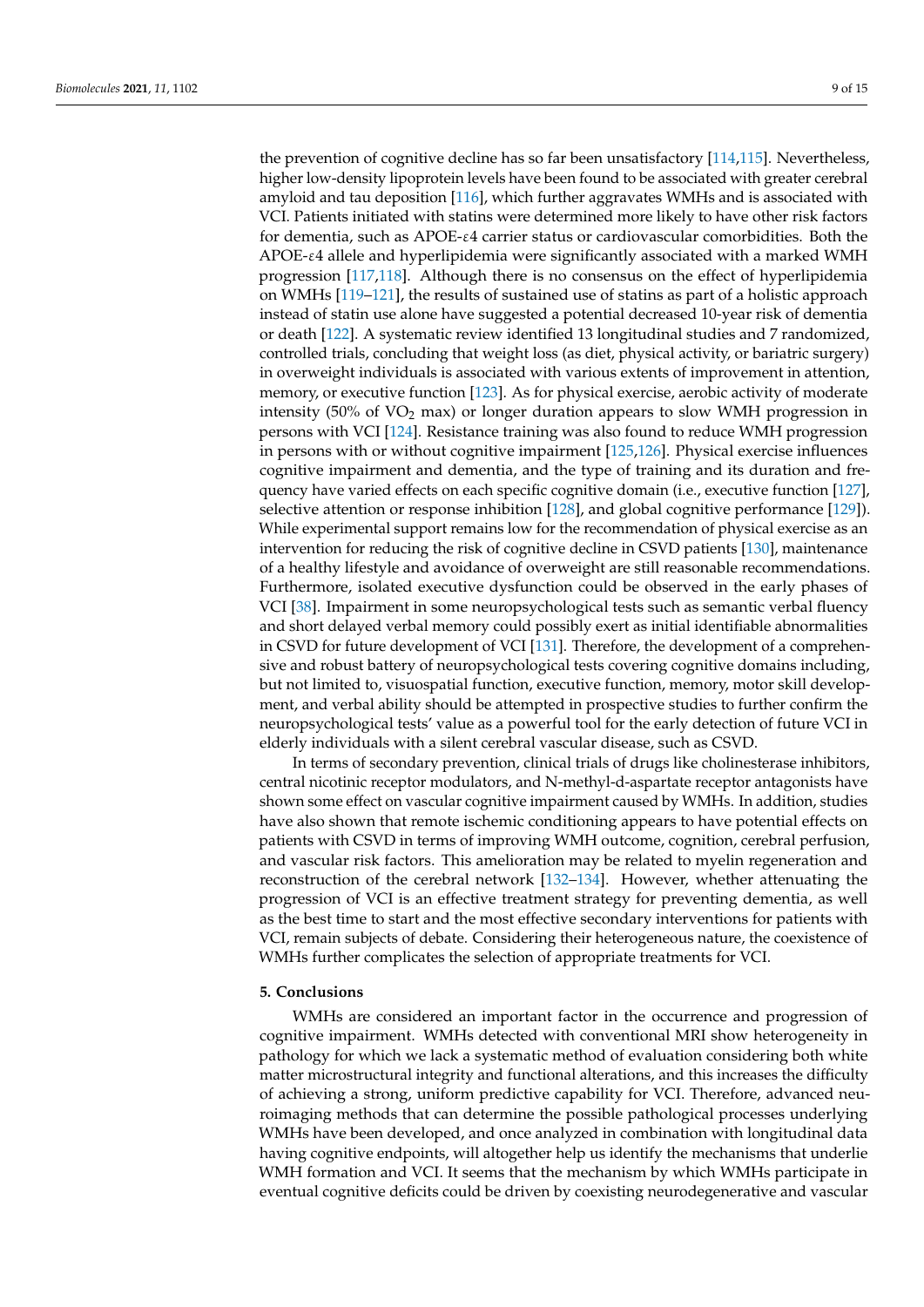the prevention of cognitive decline has so far been unsatisfactory [114,115]. Nevertheless, higher low-density lipoprotein levels have been found to be associated with greater cerebral amyloid and tau deposition [116], which further aggravates WMHs and is associated with VCI. Patients initiated with statins were determined more likely to have other risk factors for dementia, such as APOE-ε4 carrier status or cardiovascular comorbidities. Both the APOE-ε4 allele and hyperlipidemia were significantly associated with a marked WMH progression [117,118]. Although there is no consensus on the effect of hyperlipidemia on WMHs [119–121], the results of sustained use of statins as part of a holistic approach instead of statin use alone have suggested a potential decreased 10-year risk of dementia or death [122]. A systematic review identified 13 longitudinal studies and 7 randomized, controlled trials, concluding that weight loss (as diet, physical activity, or bariatric surgery) in overweight individuals is associated with various extents of improvement in attention, memory, or executive function [123]. As for physical exercise, aerobic activity of moderate intensity (50% of $VO_2$ max) or longer duration appears to slow WMH progression in persons with VCI [124]. Resistance training was also found to reduce WMH progression in persons with or without cognitive impairment [125,126]. Physical exercise influences cognitive impairment and dementia, and the type of training and its duration and frequency have varied effects on each specific cognitive domain (i.e., executive function [127], selective attention or response inhibition [128], and global cognitive performance [129]). While experimental support remains low for the recommendation of physical exercise as an intervention for reducing the risk of cognitive decline in CSVD patients [130], maintenance of a healthy lifestyle and avoidance of overweight are still reasonable recommendations. Furthermore, isolated executive dysfunction could be observed in the early phases of VCI [38]. Impairment in some neuropsychological tests such as semantic verbal fluency and short delayed verbal memory could possibly exert as initial identifiable abnormalities in CSVD for future development of VCI [131]. Therefore, the development of a comprehensive and robust battery of neuropsychological tests covering cognitive domains including, but not limited to, visuospatial function, executive function, memory, motor skill development, and verbal ability should be attempted in prospective studies to further confirm the neuropsychological tests' value as a powerful tool for the early detection of future VCI in elderly individuals with a silent cerebral vascular disease, such as CSVD.

In terms of secondary prevention, clinical trials of drugs like cholinesterase inhibitors, central nicotinic receptor modulators, and N-methyl-d-aspartate receptor antagonists have shown some effect on vascular cognitive impairment caused by WMHs. In addition, studies have also shown that remote ischemic conditioning appears to have potential effects on patients with CSVD in terms of improving WMH outcome, cognition, cerebral perfusion, and vascular risk factors. This amelioration may be related to myelin regeneration and reconstruction of the cerebral network [132–134]. However, whether attenuating the progression of VCI is an effective treatment strategy for preventing dementia, as well as the best time to start and the most effective secondary interventions for patients with VCI, remain subjects of debate. Considering their heterogeneous nature, the coexistence of WMHs further complicates the selection of appropriate treatments for VCI.

## 5. Conclusions

WMHs are considered an important factor in the occurrence and progression of cognitive impairment. WMHs detected with conventional MRI show heterogeneity in pathology for which we lack a systematic method of evaluation considering both white matter microstructural integrity and functional alterations, and this increases the difficulty of achieving a strong, uniform predictive capability for VCI. Therefore, advanced neuroimaging methods that can determine the possible pathological processes underlying WMHs have been developed, and once analyzed in combination with longitudinal data having cognitive endpoints, will altogether help us identify the mechanisms that underlie WMH formation and VCI. It seems that the mechanism by which WMHs participate in eventual cognitive deficits could be driven by coexisting neurodegenerative and vascular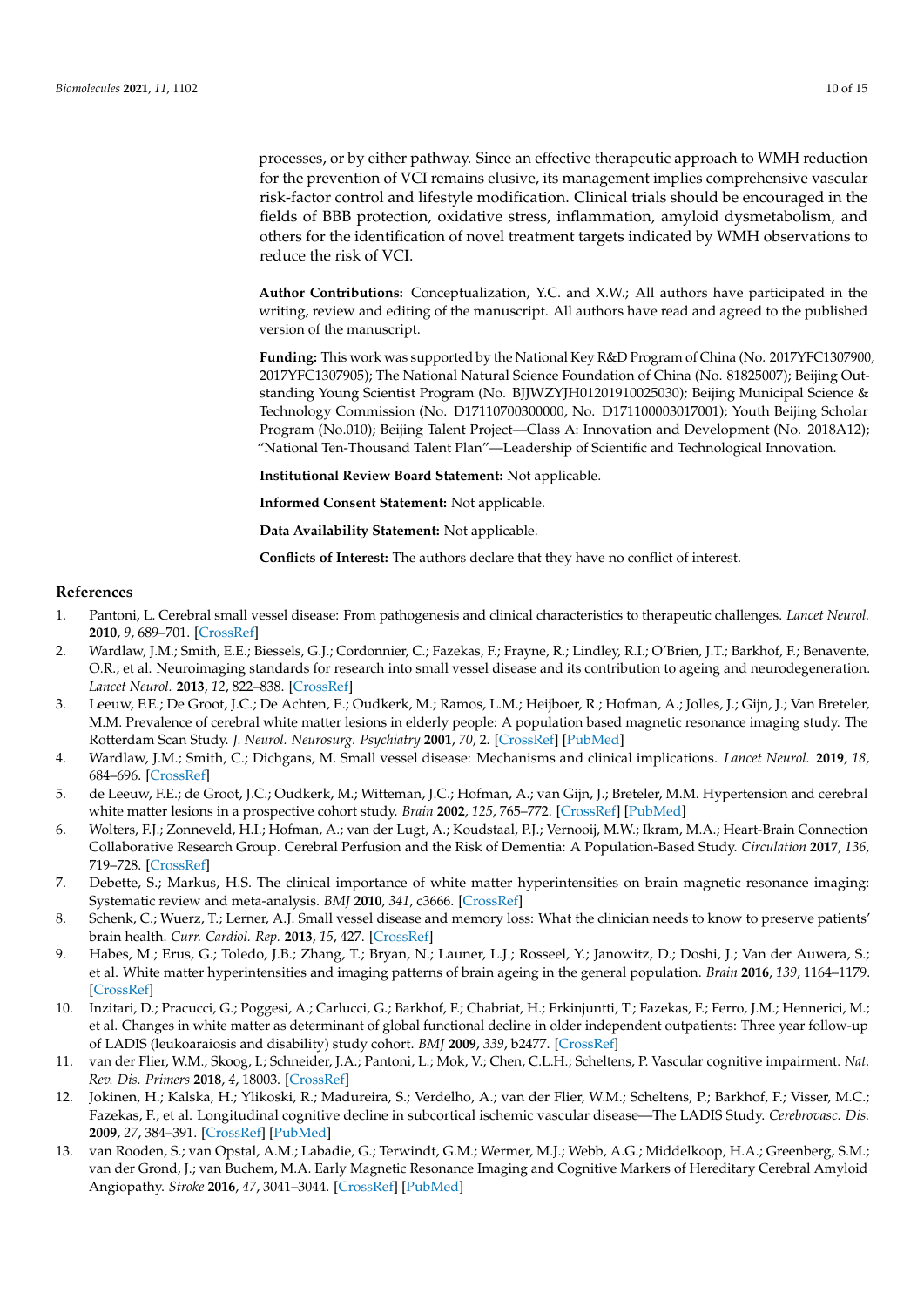processes, or by either pathway. Since an effective therapeutic approach to WMH reduction for the prevention of VCI remains elusive, its management implies comprehensive vascular risk-factor control and lifestyle modification. Clinical trials should be encouraged in the fields of BBB protection, oxidative stress, inflammation, amyloid dysmetabolism, and others for the identification of novel treatment targets indicated by WMH observations to reduce the risk of VCI.

**Author Contributions:** Conceptualization, Y.C. and X.W.; All authors have participated in the writing, review and editing of the manuscript. All authors have read and agreed to the published version of the manuscript.

**Funding:** This work was supported by the National Key R&D Program of China (No. 2017YFC1307900, 2017YFC1307905); The National Natural Science Foundation of China (No. 81825007); Beijing Outstanding Young Scientist Program (No. BJJWZYJH01201910025030); Beijing Municipal Science & Technology Commission (No. D17110700300000, No. D171100003017001); Youth Beijing Scholar Program (No.010); Beijing Talent Project—Class A: Innovation and Development (No. 2018A12); "National Ten-Thousand Talent Plan"—Leadership of Scientific and Technological Innovation.

**Institutional Review Board Statement:** Not applicable.

**Informed Consent Statement:** Not applicable.

**Data Availability Statement:** Not applicable.

**Conflicts of Interest:** The authors declare that they have no conflict of interest.

## References

1. Pantoni, L. Cerebral small vessel disease: From pathogenesis and clinical characteristics to therapeutic challenges. *Lancet Neurol.* **2010**, *9*, 689–701. [CrossRef]
2. Wardlaw, J.M.; Smith, E.E.; Biessels, G.J.; Cordonnier, C.; Fazekas, F.; Frayne, R.; Lindley, R.I.; O'Brien, J.T.; Barkhof, F.; Benavente, O.R.; et al. Neuroimaging standards for research into small vessel disease and its contribution to ageing and neurodegeneration. *Lancet Neurol.* **2013**, *12*, 822–838. [CrossRef]
3. Leeuw, F.E.; De Groot, J.C.; De Achten, E.; Oudkerk, M.; Ramos, L.M.; Heijboer, R.; Hofman, A.; Jolles, J.; Gijn, J.; Van Breteler, M.M. Prevalence of cerebral white matter lesions in elderly people: A population based magnetic resonance imaging study. The Rotterdam Scan Study. *J. Neurol. Neurosurg. Psychiatry* **2001**, *70*, 2. [CrossRef] [PubMed]
4. Wardlaw, J.M.; Smith, C.; Dichgans, M. Small vessel disease: Mechanisms and clinical implications. *Lancet Neurol.* **2019**, *18*, 684–696. [CrossRef]
5. de Leeuw, F.E.; de Groot, J.C.; Oudkerk, M.; Witteman, J.C.; Hofman, A.; van Gijn, J.; Breteler, M.M. Hypertension and cerebral white matter lesions in a prospective cohort study. *Brain* **2002**, *125*, 765–772. [CrossRef] [PubMed]
6. Wolters, F.J.; Zonneveld, H.I.; Hofman, A.; van der Lugt, A.; Koudstaal, P.J.; Vernooij, M.W.; Ikram, M.A.; Heart-Brain Connection Collaborative Research Group. Cerebral Perfusion and the Risk of Dementia: A Population-Based Study. *Circulation* **2017**, *136*, 719–728. [CrossRef]
7. Debette, S.; Markus, H.S. The clinical importance of white matter hyperintensities on brain magnetic resonance imaging: Systematic review and meta-analysis. *BMJ* **2010**, *341*, c3666. [CrossRef]
8. Schenk, C.; Wuerz, T.; Lerner, A.J. Small vessel disease and memory loss: What the clinician needs to know to preserve patients' brain health. *Curr. Cardiol. Rep.* **2013**, *15*, 427. [CrossRef]
9. Habes, M.; Erus, G.; Toledo, J.B.; Zhang, T.; Bryan, N.; Launer, L.J.; Rosseel, Y.; Janowitz, D.; Doshi, J.; Van der Auwera, S.; et al. White matter hyperintensities and imaging patterns of brain ageing in the general population. *Brain* **2016**, *139*, 1164–1179. [CrossRef]
10. Inzitari, D.; Pracucci, G.; Poggesi, A.; Carlucci, G.; Barkhof, F.; Chabriat, H.; Erkinjuntti, T.; Fazekas, F.; Ferro, J.M.; Hennerici, M.; et al. Changes in white matter as determinant of global functional decline in older independent outpatients: Three year follow-up of LADIS (leukoaraiosis and disability) study cohort. *BMJ* **2009**, *339*, b2477. [CrossRef]
11. van der Flier, W.M.; Skoog, I.; Schneider, J.A.; Pantoni, L.; Mok, V.; Chen, C.L.H.; Scheltens, P. Vascular cognitive impairment. *Nat. Rev. Dis. Primers* **2018**, *4*, 18003. [CrossRef]
12. Jokinen, H.; Kalska, H.; Ylikoski, R.; Madureira, S.; Verdelho, A.; van der Flier, W.M.; Scheltens, P.; Barkhof, F.; Visser, M.C.; Fazekas, F.; et al. Longitudinal cognitive decline in subcortical ischemic vascular disease—The LADIS Study. *Cerebrovasc. Dis.* **2009**, *27*, 384–391. [CrossRef] [PubMed]
13. van Rooden, S.; van Opstal, A.M.; Labadie, G.; Terwindt, G.M.; Wermer, M.J.; Webb, A.G.; Middelkoop, H.A.; Greenberg, S.M.; van der Grond, J.; van Buchem, M.A. Early Magnetic Resonance Imaging and Cognitive Markers of Hereditary Cerebral Amyloid Angiopathy. *Stroke* **2016**, *47*, 3041–3044. [CrossRef] [PubMed]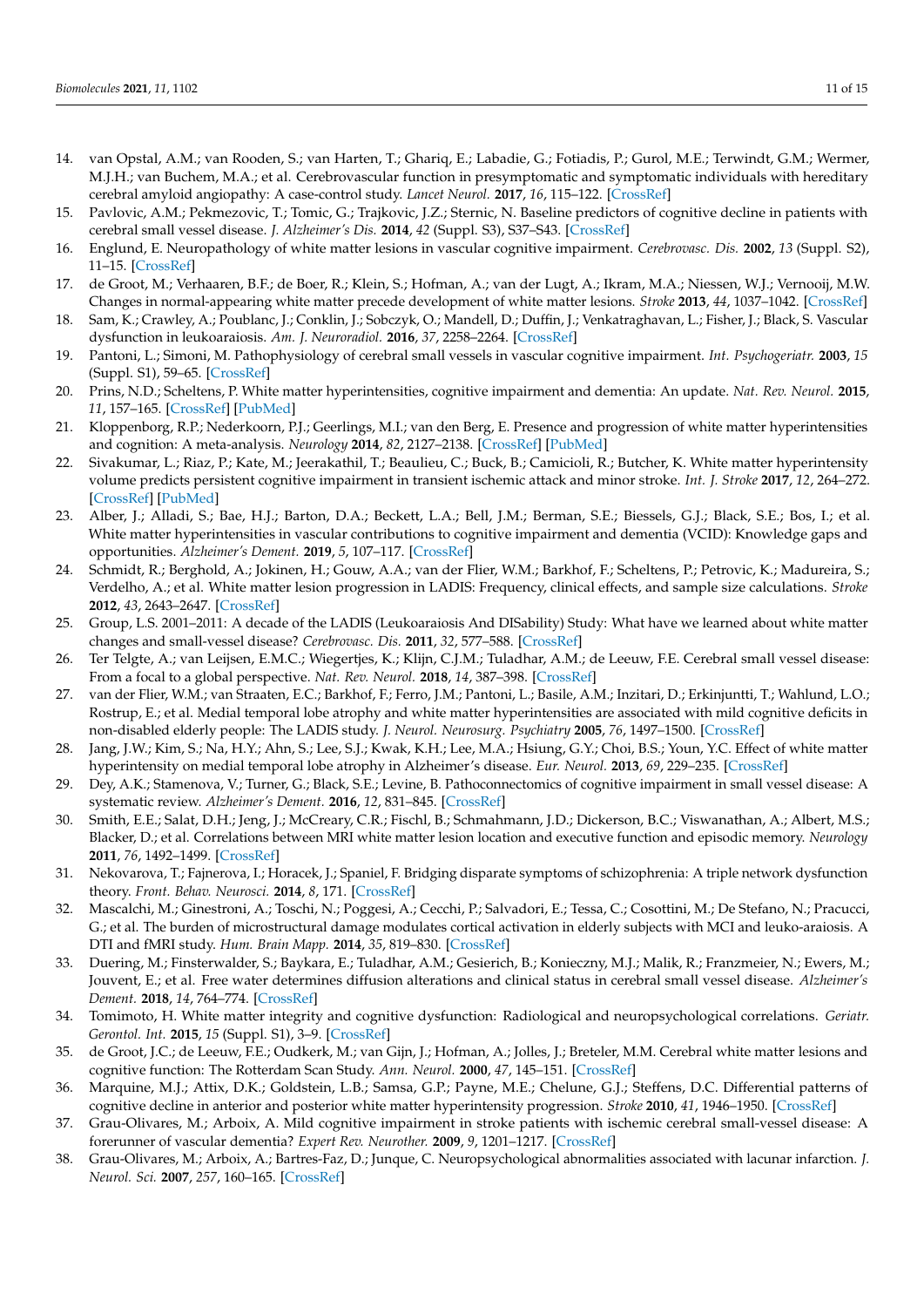14. van Opstal, A.M.; van Rooden, S.; van Harten, T.; Ghariq, E.; Labadie, G.; Fotiadis, P.; Gurol, M.E.; Terwindt, G.M.; Wermer, M.J.H.; van Buchem, M.A.; et al. Cerebrovascular function in presymptomatic and symptomatic individuals with hereditary cerebral amyloid angiopathy: A case-control study. *Lancet Neurol.* **2017**, *16*, 115–122. [CrossRef]
15. Pavlovic, A.M.; Pekmezovic, T.; Tomic, G.; Trajkovic, J.Z.; Sternic, N. Baseline predictors of cognitive decline in patients with cerebral small vessel disease. *J. Alzheimer's Dis.* **2014**, *42* (Suppl. S3), S37–S43. [CrossRef]
16. Englund, E. Neuropathology of white matter lesions in vascular cognitive impairment. *Cerebrovasc. Dis.* **2002**, *13* (Suppl. S2), 11–15. [CrossRef]
17. de Groot, M.; Verhaaren, B.F.; de Boer, R.; Klein, S.; Hofman, A.; van der Lugt, A.; Ikram, M.A.; Niessen, W.J.; Vernooij, M.W. Changes in normal-appearing white matter precede development of white matter lesions. *Stroke* **2013**, *44*, 1037–1042. [CrossRef]
18. Sam, K.; Crawley, A.; Poublanc, J.; Conklin, J.; Sobczyk, O.; Mandell, D.; Duffin, J.; Venkatraghavan, L.; Fisher, J.; Black, S. Vascular dysfunction in leukoaraiosis. *Am. J. Neuroradiol.* **2016**, *37*, 2258–2264. [CrossRef]
19. Pantoni, L.; Simoni, M. Pathophysiology of cerebral small vessels in vascular cognitive impairment. *Int. Psychogeriatr.* **2003**, *15* (Suppl. S1), 59–65. [CrossRef]
20. Prins, N.D.; Scheltens, P. White matter hyperintensities, cognitive impairment and dementia: An update. *Nat. Rev. Neurol.* **2015**, *11*, 157–165. [CrossRef] [PubMed]
21. Kloppenborg, R.P.; Nederkoorn, P.J.; Geerlings, M.I.; van den Berg, E. Presence and progression of white matter hyperintensities and cognition: A meta-analysis. *Neurology* **2014**, *82*, 2127–2138. [CrossRef] [PubMed]
22. Sivakumar, L.; Riaz, P.; Kate, M.; Jeerakathil, T.; Beaulieu, C.; Buck, B.; Camicioli, R.; Butcher, K. White matter hyperintensity volume predicts persistent cognitive impairment in transient ischemic attack and minor stroke. *Int. J. Stroke* **2017**, *12*, 264–272. [CrossRef] [PubMed]
23. Alber, J.; Alladi, S.; Bae, H.J.; Barton, D.A.; Beckett, L.A.; Bell, J.M.; Berman, S.E.; Biessels, G.J.; Black, S.E.; Bos, I.; et al. White matter hyperintensities in vascular contributions to cognitive impairment and dementia (VCID): Knowledge gaps and opportunities. *Alzheimer's Dement.* **2019**, *5*, 107–117. [CrossRef]
24. Schmidt, R.; Berghold, A.; Jokinen, H.; Gouw, A.A.; van der Flier, W.M.; Barkhof, F.; Scheltens, P.; Petrovic, K.; Madureira, S.; Verdelho, A.; et al. White matter lesion progression in LADIS: Frequency, clinical effects, and sample size calculations. *Stroke* **2012**, *43*, 2643–2647. [CrossRef]
25. Group, L.S. 2001–2011: A decade of the LADIS (Leukoaraiosis And DISability) Study: What have we learned about white matter changes and small-vessel disease? *Cerebrovasc. Dis.* **2011**, *32*, 577–588. [CrossRef]
26. Ter Telgte, A.; van Leijsen, E.M.C.; Wiegertjes, K.; Klijn, C.J.M.; Tuladhar, A.M.; de Leeuw, F.E. Cerebral small vessel disease: From a focal to a global perspective. *Nat. Rev. Neurol.* **2018**, *14*, 387–398. [CrossRef]
27. van der Flier, W.M.; van Straaten, E.C.; Barkhof, F.; Ferro, J.M.; Pantoni, L.; Basile, A.M.; Inzitari, D.; Erkinjuntti, T.; Wahlund, L.O.; Rostrup, E.; et al. Medial temporal lobe atrophy and white matter hyperintensities are associated with mild cognitive deficits in non-disabled elderly people: The LADIS study. *J. Neurol. Neurosurg. Psychiatry* **2005**, *76*, 1497–1500. [CrossRef]
28. Jang, J.W.; Kim, S.; Na, H.Y.; Ahn, S.; Lee, S.J.; Kwak, K.H.; Lee, M.A.; Hsiung, G.Y.; Choi, B.S.; Youn, Y.C. Effect of white matter hyperintensity on medial temporal lobe atrophy in Alzheimer's disease. *Eur. Neurol.* **2013**, *69*, 229–235. [CrossRef]
29. Dey, A.K.; Stamenova, V.; Turner, G.; Black, S.E.; Levine, B. Pathoconnectomics of cognitive impairment in small vessel disease: A systematic review. *Alzheimer's Dement.* **2016**, *12*, 831–845. [CrossRef]
30. Smith, E.E.; Salat, D.H.; Jeng, J.; McCreary, C.R.; Fischl, B.; Schmahmann, J.D.; Dickerson, B.C.; Viswanathan, A.; Albert, M.S.; Blacker, D.; et al. Correlations between MRI white matter lesion location and executive function and episodic memory. *Neurology* **2011**, *76*, 1492–1499. [CrossRef]
31. Nekovarova, T.; Fajnerova, I.; Horacek, J.; Spaniel, F. Bridging disparate symptoms of schizophrenia: A triple network dysfunction theory. *Front. Behav. Neurosci.* **2014**, *8*, 171. [CrossRef]
32. Mascalchi, M.; Ginestroni, A.; Toschi, N.; Poggesi, A.; Cecchi, P.; Salvadori, E.; Tessa, C.; Cosottini, M.; De Stefano, N.; Pracucci, G.; et al. The burden of microstructural damage modulates cortical activation in elderly subjects with MCI and leuko-araiosis. A DTI and fMRI study. *Hum. Brain Mapp.* **2014**, *35*, 819–830. [CrossRef]
33. Duering, M.; Finsterwalder, S.; Baykara, E.; Tuladhar, A.M.; Gesierich, B.; Konieczny, M.J.; Malik, R.; Franzmeier, N.; Ewers, M.; Jouvent, E.; et al. Free water determines diffusion alterations and clinical status in cerebral small vessel disease. *Alzheimer's Dement.* **2018**, *14*, 764–774. [CrossRef]
34. Tomimoto, H. White matter integrity and cognitive dysfunction: Radiological and neuropsychological correlations. *Geriatr. Gerontol. Int.* **2015**, *15* (Suppl. S1), 3–9. [CrossRef]
35. de Groot, J.C.; de Leeuw, F.E.; Oudkerk, M.; van Gijn, J.; Hofman, A.; Jolles, J.; Breteler, M.M. Cerebral white matter lesions and cognitive function: The Rotterdam Scan Study. *Ann. Neurol.* **2000**, *47*, 145–151. [CrossRef]
36. Marquine, M.J.; Attix, D.K.; Goldstein, L.B.; Samsa, G.P.; Payne, M.E.; Chelune, G.J.; Steffens, D.C. Differential patterns of cognitive decline in anterior and posterior white matter hyperintensity progression. *Stroke* **2010**, *41*, 1946–1950. [CrossRef]
37. Grau-Olivares, M.; Arboix, A. Mild cognitive impairment in stroke patients with ischemic cerebral small-vessel disease: A forerunner of vascular dementia? *Expert Rev. Neurother.* **2009**, *9*, 1201–1217. [CrossRef]
38. Grau-Olivares, M.; Arboix, A.; Bartres-Faz, D.; Junque, C. Neuropsychological abnormalities associated with lacunar infarction. *J. Neurol. Sci.* **2007**, *257*, 160–165. [CrossRef]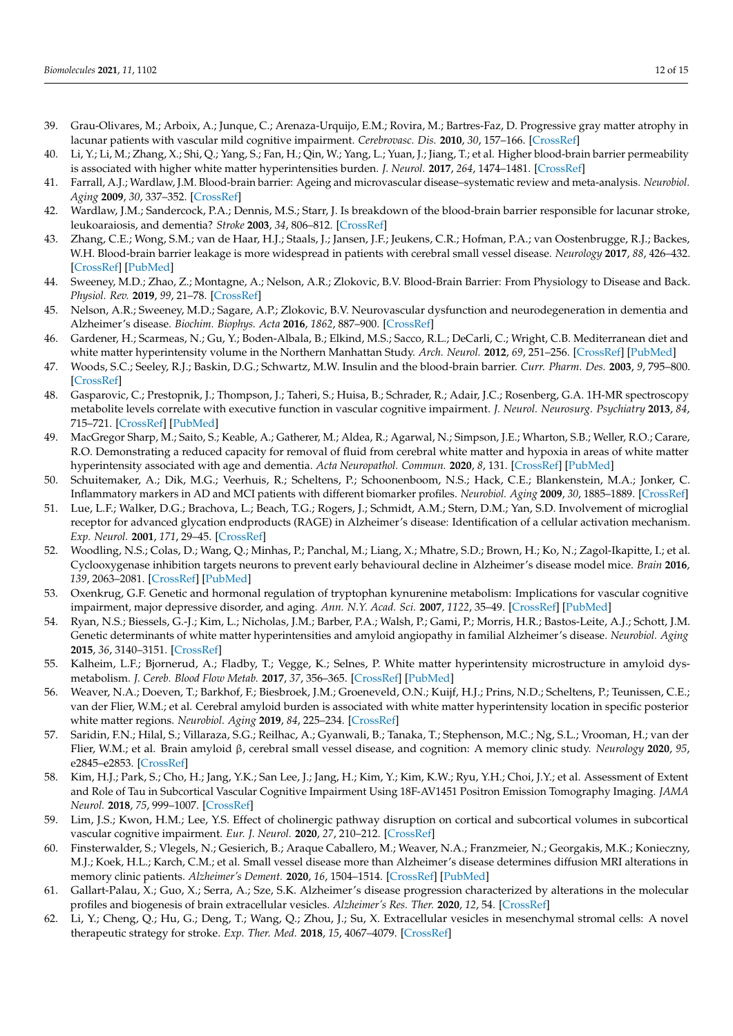39. Grau-Olivares, M.; Arboix, A.; Junque, C.; Arenaza-Urquijo, E.M.; Rovira, M.; Bartres-Faz, D. Progressive gray matter atrophy in lacunar patients with vascular mild cognitive impairment. *Cerebrovasc. Dis.* **2010**, *30*, 157–166. [CrossRef]
40. Li, Y.; Li, M.; Zhang, X.; Shi, Q.; Yang, S.; Fan, H.; Qin, W.; Yang, L.; Yuan, J.; Jiang, T.; et al. Higher blood-brain barrier permeability is associated with higher white matter hyperintensities burden. *J. Neurol.* **2017**, *264*, 1474–1481. [CrossRef]
41. Farrall, A.J.; Wardlaw, J.M. Blood-brain barrier: Ageing and microvascular disease–systematic review and meta-analysis. *Neurobiol. Aging* **2009**, *30*, 337–352. [CrossRef]
42. Wardlaw, J.M.; Sandercock, P.A.; Dennis, M.S.; Starr, J. Is breakdown of the blood-brain barrier responsible for lacunar stroke, leukoaraiosis, and dementia? *Stroke* **2003**, *34*, 806–812. [CrossRef]
43. Zhang, C.E.; Wong, S.M.; van de Haar, H.J.; Staals, J.; Jansen, J.F.; Jeukens, C.R.; Hofman, P.A.; van Oostenbrugge, R.J.; Backes, W.H. Blood-brain barrier leakage is more widespread in patients with cerebral small vessel disease. *Neurology* **2017**, *88*, 426–432. [CrossRef] [PubMed]
44. Sweeney, M.D.; Zhao, Z.; Montagne, A.; Nelson, A.R.; Zlokovic, B.V. Blood-Brain Barrier: From Physiology to Disease and Back. *Physiol. Rev.* **2019**, *99*, 21–78. [CrossRef]
45. Nelson, A.R.; Sweeney, M.D.; Sagare, A.P.; Zlokovic, B.V. Neurovascular dysfunction and neurodegeneration in dementia and Alzheimer's disease. *Biochim. Biophys. Acta* **2016**, *1862*, 887–900. [CrossRef]
46. Gardener, H.; Scarmeas, N.; Gu, Y.; Boden-Albala, B.; Elkind, M.S.; Sacco, R.L.; DeCarli, C.; Wright, C.B. Mediterranean diet and white matter hyperintensity volume in the Northern Manhattan Study. *Arch. Neurol.* **2012**, *69*, 251–256. [CrossRef] [PubMed]
47. Woods, S.C.; Seeley, R.J.; Baskin, D.G.; Schwartz, M.W. Insulin and the blood-brain barrier. *Curr. Pharm. Des.* **2003**, *9*, 795–800. [CrossRef]
48. Gasparovic, C.; Prestopnik, J.; Thompson, J.; Taheri, S.; Huisa, B.; Schrader, R.; Adair, J.C.; Rosenberg, G.A. 1H-MR spectroscopy metabolite levels correlate with executive function in vascular cognitive impairment. *J. Neurol. Neurosurg. Psychiatry* **2013**, *84*, 715–721. [CrossRef] [PubMed]
49. MacGregor Sharp, M.; Saito, S.; Keable, A.; Gatherer, M.; Aldea, R.; Agarwal, N.; Simpson, J.E.; Wharton, S.B.; Weller, R.O.; Carare, R.O. Demonstrating a reduced capacity for removal of fluid from cerebral white matter and hypoxia in areas of white matter hyperintensity associated with age and dementia. *Acta Neuropathol. Commun.* **2020**, *8*, 131. [CrossRef] [PubMed]
50. Schuitemaker, A.; Dik, M.G.; Veerhuis, R.; Scheltens, P.; Schoonenboom, N.S.; Hack, C.E.; Blankenstein, M.A.; Jonker, C. Inflammatory markers in AD and MCI patients with different biomarker profiles. *Neurobiol. Aging* **2009**, *30*, 1885–1889. [CrossRef]
51. Lue, L.F.; Walker, D.G.; Brachova, L.; Beach, T.G.; Rogers, J.; Schmidt, A.M.; Stern, D.M.; Yan, S.D. Involvement of microglial receptor for advanced glycation endproducts (RAGE) in Alzheimer's disease: Identification of a cellular activation mechanism. *Exp. Neurol.* **2001**, *171*, 29–45. [CrossRef]
52. Woodling, N.S.; Colas, D.; Wang, Q.; Minhas, P.; Panchal, M.; Liang, X.; Mhatre, S.D.; Brown, H.; Ko, N.; Zagol-Ikapitte, I.; et al. Cyclooxygenase inhibition targets neurons to prevent early behavioural decline in Alzheimer's disease model mice. *Brain* **2016**, *139*, 2063–2081. [CrossRef] [PubMed]
53. Oxenkrug, G.F. Genetic and hormonal regulation of tryptophan kynurenine metabolism: Implications for vascular cognitive impairment, major depressive disorder, and aging. *Ann. N.Y. Acad. Sci.* **2007**, *1122*, 35–49. [CrossRef] [PubMed]
54. Ryan, N.S.; Biessels, G.-J.; Kim, L.; Nicholas, J.M.; Barber, P.A.; Walsh, P.; Gami, P.; Morris, H.R.; Bastos-Leite, A.J.; Schott, J.M. Genetic determinants of white matter hyperintensities and amyloid angiopathy in familial Alzheimer's disease. *Neurobiol. Aging* **2015**, *36*, 3140–3151. [CrossRef]
55. Kalheim, L.F.; Bjornerud, A.; Fladby, T.; Vegge, K.; Selnes, P. White matter hyperintensity microstructure in amyloid dysmetabolism. *J. Cereb. Blood Flow Metab.* **2017**, *37*, 356–365. [CrossRef] [PubMed]
56. Weaver, N.A.; Doeven, T.; Barkhof, F.; Biesbroek, J.M.; Groeneveld, O.N.; Kuijf, H.J.; Prins, N.D.; Scheltens, P.; Teunissen, C.E.; van der Flier, W.M.; et al. Cerebral amyloid burden is associated with white matter hyperintensity location in specific posterior white matter regions. *Neurobiol. Aging* **2019**, *84*, 225–234. [CrossRef]
57. Saridin, F.N.; Hilal, S.; Villaraza, S.G.; Reilhac, A.; Gyanwali, B.; Tanaka, T.; Stephenson, M.C.; Ng, S.L.; Vrooman, H.; van der Flier, W.M.; et al. Brain amyloid β, cerebral small vessel disease, and cognition: A memory clinic study. *Neurology* **2020**, *95*, e2845–e2853. [CrossRef]
58. Kim, H.J.; Park, S.; Cho, H.; Jang, Y.K.; San Lee, J.; Jang, H.; Kim, Y.; Kim, K.W.; Ryu, Y.H.; Choi, J.Y.; et al. Assessment of Extent and Role of Tau in Subcortical Vascular Cognitive Impairment Using 18F-AV1451 Positron Emission Tomography Imaging. *JAMA Neurol.* **2018**, *75*, 999–1007. [CrossRef]
59. Lim, J.S.; Kwon, H.M.; Lee, Y.S. Effect of cholinergic pathway disruption on cortical and subcortical volumes in subcortical vascular cognitive impairment. *Eur. J. Neurol.* **2020**, *27*, 210–212. [CrossRef]
60. Finsterwalder, S.; Vlegels, N.; Gesierich, B.; Araque Caballero, M.; Weaver, N.A.; Franzmeier, N.; Georgakis, M.K.; Konieczny, M.J.; Koek, H.L.; Karch, C.M.; et al. Small vessel disease more than Alzheimer's disease determines diffusion MRI alterations in memory clinic patients. *Alzheimer's Dement.* **2020**, *16*, 1504–1514. [CrossRef] [PubMed]
61. Gallart-Palau, X.; Guo, X.; Serra, A.; Sze, S.K. Alzheimer's disease progression characterized by alterations in the molecular profiles and biogenesis of brain extracellular vesicles. *Alzheimer's Res. Ther.* **2020**, *12*, 54. [CrossRef]
62. Li, Y.; Cheng, Q.; Hu, G.; Deng, T.; Wang, Q.; Zhou, J.; Su, X. Extracellular vesicles in mesenchymal stromal cells: A novel therapeutic strategy for stroke. *Exp. Ther. Med.* **2018**, *15*, 4067–4079. [CrossRef]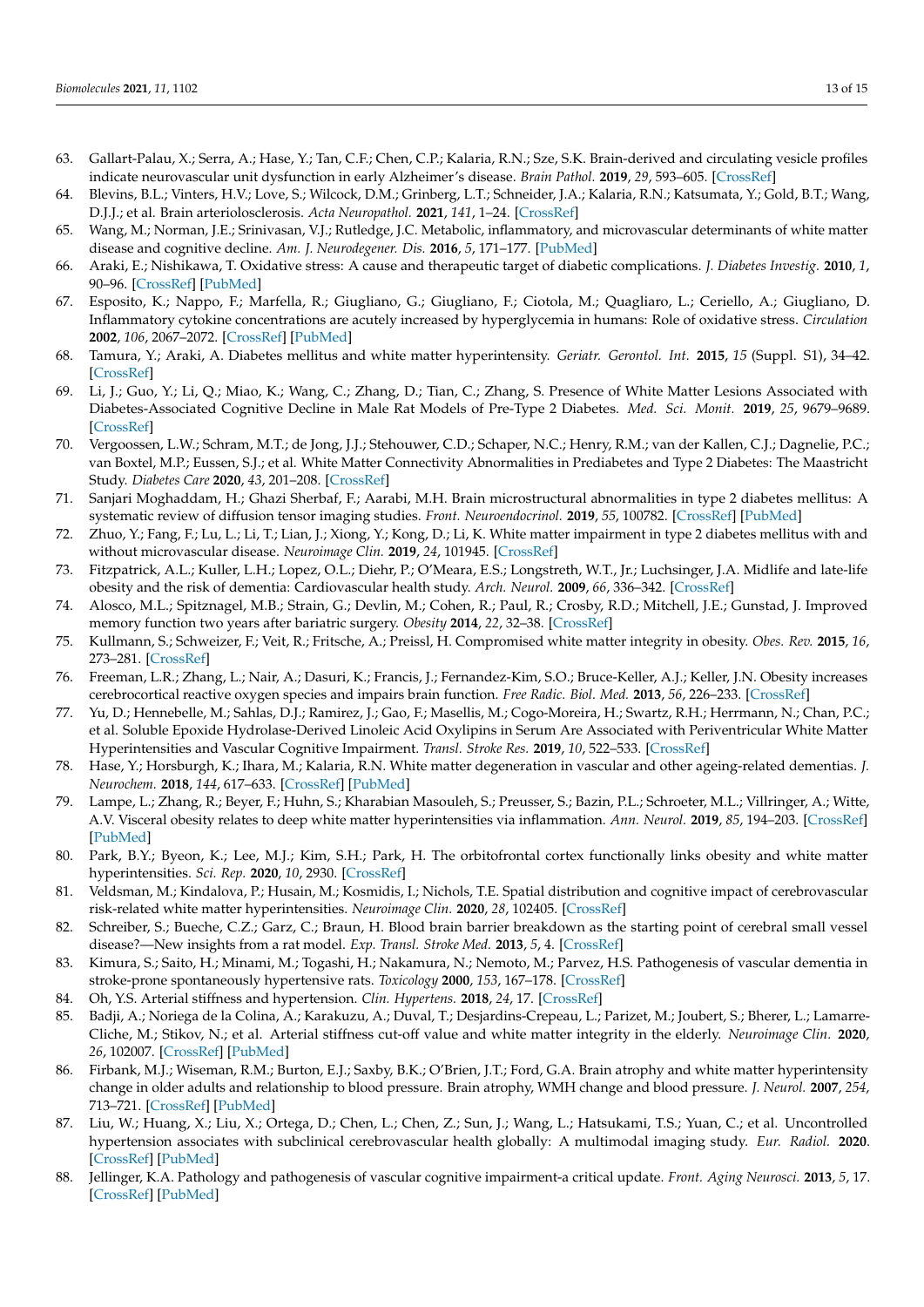63. Gallart-Palau, X.; Serra, A.; Hase, Y.; Tan, C.F.; Chen, C.P.; Kalaria, R.N.; Sze, S.K. Brain-derived and circulating vesicle profiles indicate neurovascular unit dysfunction in early Alzheimer's disease. *Brain Pathol.* **2019**, *29*, 593–605. [CrossRef]
64. Blevins, B.L.; Vinters, H.V.; Love, S.; Wilcock, D.M.; Grinberg, L.T.; Schneider, J.A.; Kalaria, R.N.; Katsumata, Y.; Gold, B.T.; Wang, D.J.J.; et al. Brain arteriolosclerosis. *Acta Neuropathol.* **2021**, *141*, 1–24. [CrossRef]
65. Wang, M.; Norman, J.E.; Srinivasan, V.J.; Rutledge, J.C. Metabolic, inflammatory, and microvascular determinants of white matter disease and cognitive decline. *Am. J. Neurodegener. Dis.* **2016**, *5*, 171–177. [PubMed]
66. Araki, E.; Nishikawa, T. Oxidative stress: A cause and therapeutic target of diabetic complications. *J. Diabetes Investig.* **2010**, *1*, 90–96. [CrossRef] [PubMed]
67. Esposito, K.; Nappo, F.; Marfella, R.; Giugliano, G.; Giugliano, F.; Ciotola, M.; Quagliaro, L.; Ceriello, A.; Giugliano, D. Inflammatory cytokine concentrations are acutely increased by hyperglycemia in humans: Role of oxidative stress. *Circulation* **2002**, *106*, 2067–2072. [CrossRef] [PubMed]
68. Tamura, Y.; Araki, A. Diabetes mellitus and white matter hyperintensity. *Geriatr. Gerontol. Int.* **2015**, *15* (Suppl. S1), 34–42. [CrossRef]
69. Li, J.; Guo, Y.; Li, Q.; Miao, K.; Wang, C.; Zhang, D.; Tian, C.; Zhang, S. Presence of White Matter Lesions Associated with Diabetes-Associated Cognitive Decline in Male Rat Models of Pre-Type 2 Diabetes. *Med. Sci. Monit.* **2019**, *25*, 9679–9689. [CrossRef]
70. Vergoossen, L.W.; Schram, M.T.; de Jong, J.J.; Stehouwer, C.D.; Schaper, N.C.; Henry, R.M.; van der Kallen, C.J.; Dagnelie, P.C.; van Boxtel, M.P.; Eussen, S.J.; et al. White Matter Connectivity Abnormalities in Prediabetes and Type 2 Diabetes: The Maastricht Study. *Diabetes Care* **2020**, *43*, 201–208. [CrossRef]
71. Sanjari Moghaddam, H.; Ghazi Sherbaf, F.; Aarabi, M.H. Brain microstructural abnormalities in type 2 diabetes mellitus: A systematic review of diffusion tensor imaging studies. *Front. Neuroendocrinol.* **2019**, *55*, 100782. [CrossRef] [PubMed]
72. Zhuo, Y.; Fang, F.; Lu, L.; Li, T.; Lian, J.; Xiong, Y.; Kong, D.; Li, K. White matter impairment in type 2 diabetes mellitus with and without microvascular disease. *Neuroimage Clin.* **2019**, *24*, 101945. [CrossRef]
73. Fitzpatrick, A.L.; Kuller, L.H.; Lopez, O.L.; Diehr, P.; O'Meara, E.S.; Longstreth, W.T., Jr.; Luchsinger, J.A. Midlife and late-life obesity and the risk of dementia: Cardiovascular health study. *Arch. Neurol.* **2009**, *66*, 336–342. [CrossRef]
74. Alosco, M.L.; Spitznagel, M.B.; Strain, G.; Devlin, M.; Cohen, R.; Paul, R.; Crosby, R.D.; Mitchell, J.E.; Gunstad, J. Improved memory function two years after bariatric surgery. *Obesity* **2014**, *22*, 32–38. [CrossRef]
75. Kullmann, S.; Schweizer, F.; Veit, R.; Fritsche, A.; Preissl, H. Compromised white matter integrity in obesity. *Obes. Rev.* **2015**, *16*, 273–281. [CrossRef]
76. Freeman, L.R.; Zhang, L.; Nair, A.; Dasuri, K.; Francis, J.; Fernandez-Kim, S.O.; Bruce-Keller, A.J.; Keller, J.N. Obesity increases cerebrocortical reactive oxygen species and impairs brain function. *Free Radic. Biol. Med.* **2013**, *56*, 226–233. [CrossRef]
77. Yu, D.; Hennebelle, M.; Sahlas, D.J.; Ramirez, J.; Gao, F.; Masellis, M.; Cogo-Moreira, H.; Swartz, R.H.; Herrmann, N.; Chan, P.C.; et al. Soluble Epoxide Hydrolase-Derived Linoleic Acid Oxylipins in Serum Are Associated with Periventricular White Matter Hyperintensities and Vascular Cognitive Impairment. *Transl. Stroke Res.* **2019**, *10*, 522–533. [CrossRef]
78. Hase, Y.; Horsburgh, K.; Ihara, M.; Kalaria, R.N. White matter degeneration in vascular and other ageing-related dementias. *J. Neurochem.* **2018**, *144*, 617–633. [CrossRef] [PubMed]
79. Lampe, L.; Zhang, R.; Beyer, F.; Huhn, S.; Kharabian Masouleh, S.; Preusser, S.; Bazin, P.L.; Schroeter, M.L.; Villringer, A.; Witte, A.V. Visceral obesity relates to deep white matter hyperintensities via inflammation. *Ann. Neurol.* **2019**, *85*, 194–203. [CrossRef] [PubMed]
80. Park, B.Y.; Byeon, K.; Lee, M.J.; Kim, S.H.; Park, H. The orbitofrontal cortex functionally links obesity and white matter hyperintensities. *Sci. Rep.* **2020**, *10*, 2930. [CrossRef]
81. Veldsman, M.; Kindalova, P.; Husain, M.; Kosmidis, I.; Nichols, T.E. Spatial distribution and cognitive impact of cerebrovascular risk-related white matter hyperintensities. *Neuroimage Clin.* **2020**, *28*, 102405. [CrossRef]
82. Schreiber, S.; Bueche, C.Z.; Garz, C.; Braun, H. Blood brain barrier breakdown as the starting point of cerebral small vessel disease?—New insights from a rat model. *Exp. Transl. Stroke Med.* **2013**, *5*, 4. [CrossRef]
83. Kimura, S.; Saito, H.; Minami, M.; Togashi, H.; Nakamura, N.; Nemoto, M.; Parvez, H.S. Pathogenesis of vascular dementia in stroke-prone spontaneously hypertensive rats. *Toxicology* **2000**, *153*, 167–178. [CrossRef]
84. Oh, Y.S. Arterial stiffness and hypertension. *Clin. Hypertens.* **2018**, *24*, 17. [CrossRef]
85. Badji, A.; Noriega de la Colina, A.; Karakuzu, A.; Duval, T.; Desjardins-Crepeau, L.; Parizet, M.; Joubert, S.; Bherer, L.; Lamarre-Cliche, M.; Stikov, N.; et al. Arterial stiffness cut-off value and white matter integrity in the elderly. *Neuroimage Clin.* **2020**, *26*, 102007. [CrossRef] [PubMed]
86. Firbank, M.J.; Wiseman, R.M.; Burton, E.J.; Saxby, B.K.; O'Brien, J.T.; Ford, G.A. Brain atrophy and white matter hyperintensity change in older adults and relationship to blood pressure. Brain atrophy, WMH change and blood pressure. *J. Neurol.* **2007**, *254*, 713–721. [CrossRef] [PubMed]
87. Liu, W.; Huang, X.; Liu, X.; Ortega, D.; Chen, L.; Chen, Z.; Sun, J.; Wang, L.; Hatsukami, T.S.; Yuan, C.; et al. Uncontrolled hypertension associates with subclinical cerebrovascular health globally: A multimodal imaging study. *Eur. Radiol.* **2020**. [CrossRef] [PubMed]
88. Jellinger, K.A. Pathology and pathogenesis of vascular cognitive impairment-a critical update. *Front. Aging Neurosci.* **2013**, *5*, 17. [CrossRef] [PubMed]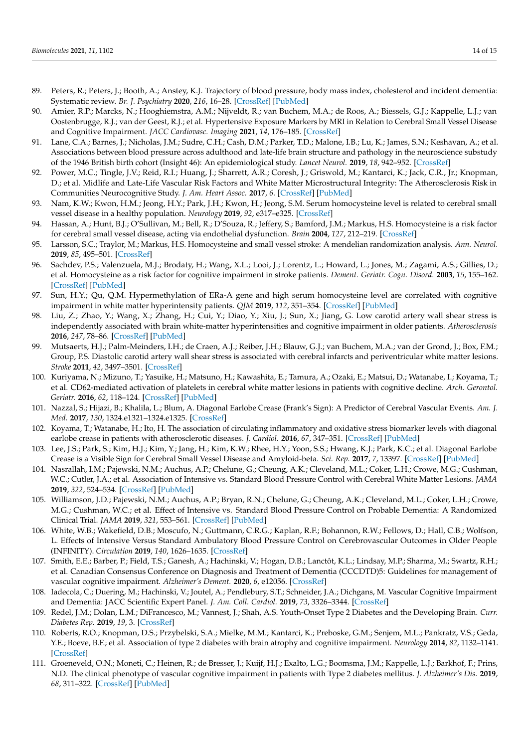89. Peters, R.; Peters, J.; Booth, A.; Anstey, K.J. Trajectory of blood pressure, body mass index, cholesterol and incident dementia: Systematic review. *Br. J. Psychiatry* **2020**, *216*, 16–28. [CrossRef] [PubMed]
90. Amier, R.P.; Marcks, N.; Hooghiemstra, A.M.; Nijveldt, R.; van Buchem, M.A.; de Roos, A.; Biessels, G.J.; Kappelle, L.J.; van Oostenbrugge, R.J.; van der Geest, R.J.; et al. Hypertensive Exposure Markers by MRI in Relation to Cerebral Small Vessel Disease and Cognitive Impairment. *JACC Cardiovasc. Imaging* **2021**, *14*, 176–185. [CrossRef]
91. Lane, C.A.; Barnes, J.; Nicholas, J.M.; Sudre, C.H.; Cash, D.M.; Parker, T.D.; Malone, I.B.; Lu, K.; James, S.N.; Keshavan, A.; et al. Associations between blood pressure across adulthood and late-life brain structure and pathology in the neuroscience substudy of the 1946 British birth cohort (Insight 46): An epidemiological study. *Lancet Neurol.* **2019**, *18*, 942–952. [CrossRef]
92. Power, M.C.; Tingle, J.V.; Reid, R.I.; Huang, J.; Sharrett, A.R.; Coresh, J.; Griswold, M.; Kantarci, K.; Jack, C.R., Jr.; Knopman, D.; et al. Midlife and Late-Life Vascular Risk Factors and White Matter Microstructural Integrity: The Atherosclerosis Risk in Communities Neurocognitive Study. *J. Am. Heart Assoc.* **2017**, *6*. [CrossRef] [PubMed]
93. Nam, K.W.; Kwon, H.M.; Jeong, H.Y.; Park, J.H.; Kwon, H.; Jeong, S.M. Serum homocysteine level is related to cerebral small vessel disease in a healthy population. *Neurology* **2019**, *92*, e317–e325. [CrossRef]
94. Hassan, A.; Hunt, B.J.; O'Sullivan, M.; Bell, R.; D'Souza, R.; Jeffery, S.; Bamford, J.M.; Markus, H.S. Homocysteine is a risk factor for cerebral small vessel disease, acting via endothelial dysfunction. *Brain* **2004**, *127*, 212–219. [CrossRef]
95. Larsson, S.C.; Traylor, M.; Markus, H.S. Homocysteine and small vessel stroke: A mendelian randomization analysis. *Ann. Neurol.* **2019**, *85*, 495–501. [CrossRef]
96. Sachdev, P.S.; Valenzuela, M.J.; Brodaty, H.; Wang, X.L.; Looi, J.; Lorentz, L.; Howard, L.; Jones, M.; Zagami, A.S.; Gillies, D.; et al. Homocysteine as a risk factor for cognitive impairment in stroke patients. *Dement. Geriatr. Cogn. Disord.* **2003**, *15*, 155–162. [CrossRef] [PubMed]
97. Sun, H.Y.; Qu, Q.M. Hypermethylation of ERa-A gene and high serum homocysteine level are correlated with cognitive impairment in white matter hyperintensity patients. *QJM* **2019**, *112*, 351–354. [CrossRef] [PubMed]
98. Liu, Z.; Zhao, Y.; Wang, X.; Zhang, H.; Cui, Y.; Diao, Y.; Xiu, J.; Sun, X.; Jiang, G. Low carotid artery wall shear stress is independently associated with brain white-matter hyperintensities and cognitive impairment in older patients. *Atherosclerosis* **2016**, *247*, 78–86. [CrossRef] [PubMed]
99. Mutsaerts, H.J.; Palm-Meinders, I.H.; de Craen, A.J.; Reiber, J.H.; Blauw, G.J.; van Buchem, M.A.; van der Grond, J.; Box, F.M.; Group, P.S. Diastolic carotid artery wall shear stress is associated with cerebral infarcts and periventricular white matter lesions. *Stroke* **2011**, *42*, 3497–3501. [CrossRef]
100. Kuriyama, N.; Mizuno, T.; Yasuike, H.; Matsuno, H.; Kawashita, E.; Tamura, A.; Ozaki, E.; Matsui, D.; Watanabe, I.; Koyama, T.; et al. CD62-mediated activation of platelets in cerebral white matter lesions in patients with cognitive decline. *Arch. Gerontol. Geriatr.* **2016**, *62*, 118–124. [CrossRef] [PubMed]
101. Nazzal, S.; Hijazi, B.; Khalila, L.; Blum, A. Diagonal Earlobe Crease (Frank's Sign): A Predictor of Cerebral Vascular Events. *Am. J. Med.* **2017**, *130*, 1324.e1321–1324.e1325. [CrossRef]
102. Koyama, T.; Watanabe, H.; Ito, H. The association of circulating inflammatory and oxidative stress biomarker levels with diagonal earlobe crease in patients with atherosclerotic diseases. *J. Cardiol.* **2016**, *67*, 347–351. [CrossRef] [PubMed]
103. Lee, J.S.; Park, S.; Kim, H.J.; Kim, Y.; Jang, H.; Kim, K.W.; Rhee, H.Y.; Yoon, S.S.; Hwang, K.J.; Park, K.C.; et al. Diagonal Earlobe Crease is a Visible Sign for Cerebral Small Vessel Disease and Amyloid-beta. *Sci. Rep.* **2017**, *7*, 13397. [CrossRef] [PubMed]
104. Nasrallah, I.M.; Pajewski, N.M.; Auchus, A.P.; Chelune, G.; Cheung, A.K.; Cleveland, M.L.; Coker, L.H.; Crowe, M.G.; Cushman, W.C.; Cutler, J.A.; et al. Association of Intensive vs. Standard Blood Pressure Control with Cerebral White Matter Lesions. *JAMA* **2019**, *322*, 524–534. [CrossRef] [PubMed]
105. Williamson, J.D.; Pajewski, N.M.; Auchus, A.P.; Bryan, R.N.; Chelune, G.; Cheung, A.K.; Cleveland, M.L.; Coker, L.H.; Crowe, M.G.; Cushman, W.C.; et al. Effect of Intensive vs. Standard Blood Pressure Control on Probable Dementia: A Randomized Clinical Trial. *JAMA* **2019**, *321*, 553–561. [CrossRef] [PubMed]
106. White, W.B.; Wakefield, D.B.; Moscufo, N.; Guttmann, C.R.G.; Kaplan, R.F.; Bohannon, R.W.; Fellows, D.; Hall, C.B.; Wolfson, L. Effects of Intensive Versus Standard Ambulatory Blood Pressure Control on Cerebrovascular Outcomes in Older People (INFINITY). *Circulation* **2019**, *140*, 1626–1635. [CrossRef]
107. Smith, E.E.; Barber, P.; Field, T.S.; Ganesh, A.; Hachinski, V.; Hogan, D.B.; Lanctôt, K.L.; Lindsay, M.P.; Sharma, M.; Swartz, R.H.; et al. Canadian Consensus Conference on Diagnosis and Treatment of Dementia (CCCDTD)5: Guidelines for management of vascular cognitive impairment. *Alzheimer's Dement.* **2020**, *6*, e12056. [CrossRef]
108. Iadecola, C.; Duering, M.; Hachinski, V.; Joutel, A.; Pendlebury, S.T.; Schneider, J.A.; Dichgans, M. Vascular Cognitive Impairment and Dementia: JACC Scientific Expert Panel. *J. Am. Coll. Cardiol.* **2019**, *73*, 3326–3344. [CrossRef]
109. Redel, J.M.; Dolan, L.M.; DiFrancesco, M.; Vannest, J.; Shah, A.S. Youth-Onset Type 2 Diabetes and the Developing Brain. *Curr. Diabetes Rep.* **2019**, *19*, 3. [CrossRef]
110. Roberts, R.O.; Knopman, D.S.; Przybelski, S.A.; Mielke, M.M.; Kantarci, K.; Preboske, G.M.; Senjem, M.L.; Pankratz, V.S.; Geda, Y.E.; Boeve, B.F.; et al. Association of type 2 diabetes with brain atrophy and cognitive impairment. *Neurology* **2014**, *82*, 1132–1141. [CrossRef]
111. Groeneveld, O.N.; Moneti, C.; Heinen, R.; de Bresser, J.; Kuijf, H.J.; Exalto, L.G.; Boomsma, J.M.; Kappelle, L.J.; Barkhof, F.; Prins, N.D. The clinical phenotype of vascular cognitive impairment in patients with Type 2 diabetes mellitus. *J. Alzheimer's Dis.* **2019**, *68*, 311–322. [CrossRef] [PubMed]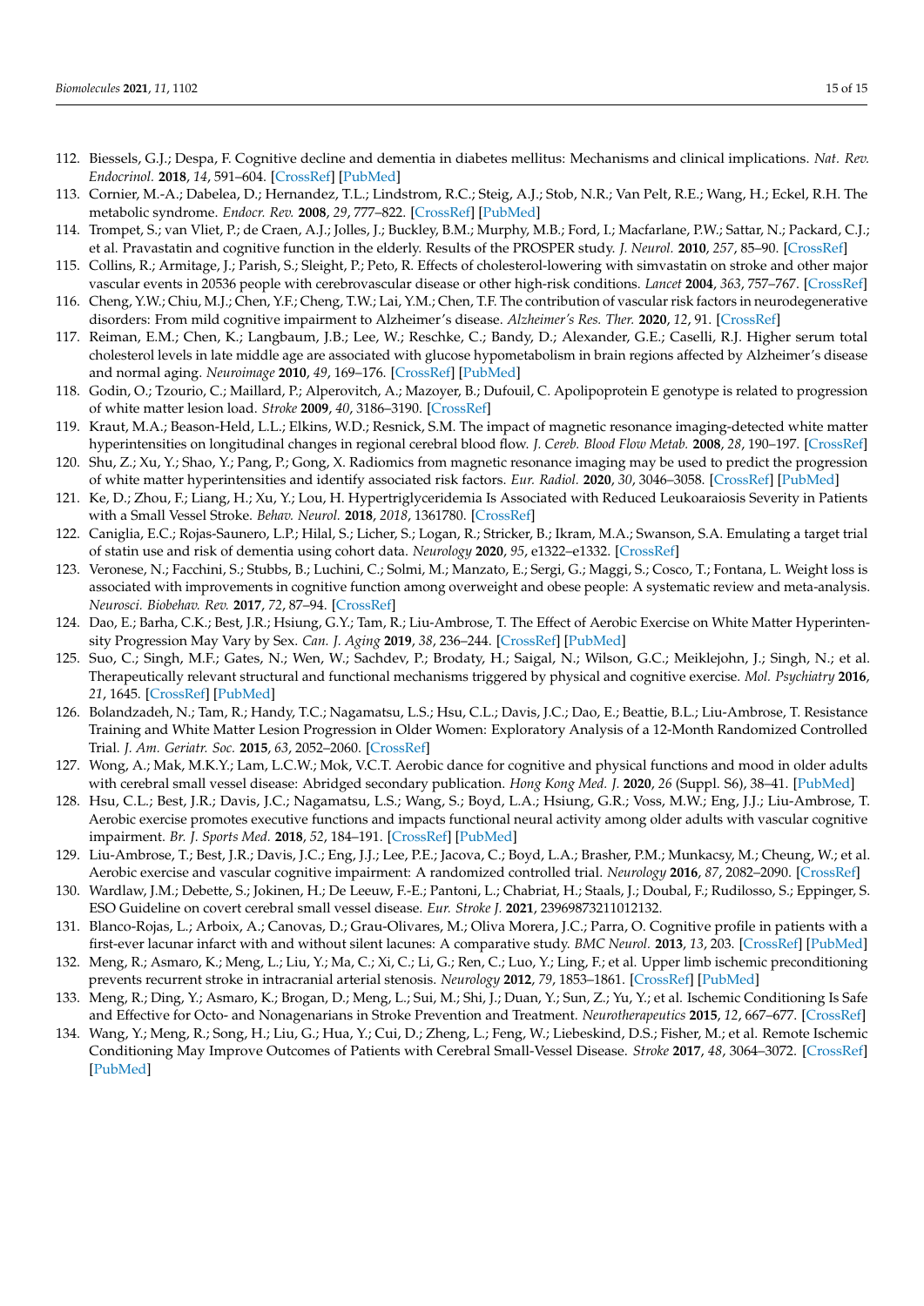112. Biessels, G.J.; Despa, F. Cognitive decline and dementia in diabetes mellitus: Mechanisms and clinical implications. *Nat. Rev. Endocrinol.* **2018**, *14*, 591–604. [CrossRef] [PubMed]
113. Cornier, M.-A.; Dabelea, D.; Hernandez, T.L.; Lindstrom, R.C.; Steig, A.J.; Stob, N.R.; Van Pelt, R.E.; Wang, H.; Eckel, R.H. The metabolic syndrome. *Endocr. Rev.* **2008**, *29*, 777–822. [CrossRef] [PubMed]
114. Trompet, S.; van Vliet, P.; de Craen, A.J.; Jolles, J.; Buckley, B.M.; Murphy, M.B.; Ford, I.; Macfarlane, P.W.; Sattar, N.; Packard, C.J.; et al. Pravastatin and cognitive function in the elderly. Results of the PROSPER study. *J. Neurol.* **2010**, *257*, 85–90. [CrossRef]
115. Collins, R.; Armitage, J.; Parish, S.; Sleight, P.; Peto, R. Effects of cholesterol-lowering with simvastatin on stroke and other major vascular events in 20536 people with cerebrovascular disease or other high-risk conditions. *Lancet* **2004**, *363*, 757–767. [CrossRef]
116. Cheng, Y.W.; Chiu, M.J.; Chen, Y.F.; Cheng, T.W.; Lai, Y.M.; Chen, T.F. The contribution of vascular risk factors in neurodegenerative disorders: From mild cognitive impairment to Alzheimer's disease. *Alzheimer's Res. Ther.* **2020**, *12*, 91. [CrossRef]
117. Reiman, E.M.; Chen, K.; Langbaum, J.B.; Lee, W.; Reschke, C.; Bandy, D.; Alexander, G.E.; Caselli, R.J. Higher serum total cholesterol levels in late middle age are associated with glucose hypometabolism in brain regions affected by Alzheimer's disease and normal aging. *Neuroimage* **2010**, *49*, 169–176. [CrossRef] [PubMed]
118. Godin, O.; Tzourio, C.; Maillard, P.; Alperovitch, A.; Mazoyer, B.; Dufouil, C. Apolipoprotein E genotype is related to progression of white matter lesion load. *Stroke* **2009**, *40*, 3186–3190. [CrossRef]
119. Kraut, M.A.; Beason-Held, L.L.; Elkins, W.D.; Resnick, S.M. The impact of magnetic resonance imaging-detected white matter hyperintensities on longitudinal changes in regional cerebral blood flow. *J. Cereb. Blood Flow Metab.* **2008**, *28*, 190–197. [CrossRef]
120. Shu, Z.; Xu, Y.; Shao, Y.; Pang, P.; Gong, X. Radiomics from magnetic resonance imaging may be used to predict the progression of white matter hyperintensities and identify associated risk factors. *Eur. Radiol.* **2020**, *30*, 3046–3058. [CrossRef] [PubMed]
121. Ke, D.; Zhou, F.; Liang, H.; Xu, Y.; Lou, H. Hypertriglyceridemia Is Associated with Reduced Leukoaraiosis Severity in Patients with a Small Vessel Stroke. *Behav. Neurol.* **2018**, *2018*, 1361780. [CrossRef]
122. Caniglia, E.C.; Rojas-Saunero, L.P.; Hilal, S.; Licher, S.; Logan, R.; Stricker, B.; Ikram, M.A.; Swanson, S.A. Emulating a target trial of statin use and risk of dementia using cohort data. *Neurology* **2020**, *95*, e1322–e1332. [CrossRef]
123. Veronese, N.; Facchini, S.; Stubbs, B.; Luchini, C.; Solmi, M.; Manzato, E.; Sergi, G.; Maggi, S.; Cosco, T.; Fontana, L. Weight loss is associated with improvements in cognitive function among overweight and obese people: A systematic review and meta-analysis. *Neurosci. Biobehav. Rev.* **2017**, *72*, 87–94. [CrossRef]
124. Dao, E.; Barha, C.K.; Best, J.R.; Hsiung, G.Y.; Tam, R.; Liu-Ambrose, T. The Effect of Aerobic Exercise on White Matter Hyperintensity Progression May Vary by Sex. *Can. J. Aging* **2019**, *38*, 236–244. [CrossRef] [PubMed]
125. Suo, C.; Singh, M.F.; Gates, N.; Wen, W.; Sachdev, P.; Brodaty, H.; Saigal, N.; Wilson, G.C.; Meiklejohn, J.; Singh, N.; et al. Therapeutically relevant structural and functional mechanisms triggered by physical and cognitive exercise. *Mol. Psychiatry* **2016**, *21*, 1645. [CrossRef] [PubMed]
126. Bolandzadeh, N.; Tam, R.; Handy, T.C.; Nagamatsu, L.S.; Hsu, C.L.; Davis, J.C.; Dao, E.; Beattie, B.L.; Liu-Ambrose, T. Resistance Training and White Matter Lesion Progression in Older Women: Exploratory Analysis of a 12-Month Randomized Controlled Trial. *J. Am. Geriatr. Soc.* **2015**, *63*, 2052–2060. [CrossRef]
127. Wong, A.; Mak, M.K.Y.; Lam, L.C.W.; Mok, V.C.T. Aerobic dance for cognitive and physical functions and mood in older adults with cerebral small vessel disease: Abridged secondary publication. *Hong Kong Med. J.* **2020**, *26* (Suppl. S6), 38–41. [PubMed]
128. Hsu, C.L.; Best, J.R.; Davis, J.C.; Nagamatsu, L.S.; Wang, S.; Boyd, L.A.; Hsiung, G.R.; Voss, M.W.; Eng, J.J.; Liu-Ambrose, T. Aerobic exercise promotes executive functions and impacts functional neural activity among older adults with vascular cognitive impairment. *Br. J. Sports Med.* **2018**, *52*, 184–191. [CrossRef] [PubMed]
129. Liu-Ambrose, T.; Best, J.R.; Davis, J.C.; Eng, J.J.; Lee, P.E.; Jacova, C.; Boyd, L.A.; Brasher, P.M.; Munkacsy, M.; Cheung, W.; et al. Aerobic exercise and vascular cognitive impairment: A randomized controlled trial. *Neurology* **2016**, *87*, 2082–2090. [CrossRef]
130. Wardlaw, J.M.; Debette, S.; Jokinen, H.; De Leeuw, F.-E.; Pantoni, L.; Chabriat, H.; Staals, J.; Doubal, F.; Rudilosso, S.; Eppinger, S. ESO Guideline on covert cerebral small vessel disease. *Eur. Stroke J.* **2021**, 23969873211012132.
131. Blanco-Rojas, L.; Arboix, A.; Canovas, D.; Grau-Olivares, M.; Oliva Morera, J.C.; Parra, O. Cognitive profile in patients with a first-ever lacunar infarct with and without silent lacunes: A comparative study. *BMC Neurol.* **2013**, *13*, 203. [CrossRef] [PubMed]
132. Meng, R.; Asmaro, K.; Meng, L.; Liu, Y.; Ma, C.; Xi, C.; Li, G.; Ren, C.; Luo, Y.; Ling, F.; et al. Upper limb ischemic preconditioning prevents recurrent stroke in intracranial arterial stenosis. *Neurology* **2012**, *79*, 1853–1861. [CrossRef] [PubMed]
133. Meng, R.; Ding, Y.; Asmaro, K.; Brogan, D.; Meng, L.; Sui, M.; Shi, J.; Duan, Y.; Sun, Z.; Yu, Y.; et al. Ischemic Conditioning Is Safe and Effective for Octo- and Nonagenarians in Stroke Prevention and Treatment. *Neurotherapeutics* **2015**, *12*, 667–677. [CrossRef]
134. Wang, Y.; Meng, R.; Song, H.; Liu, G.; Hua, Y.; Cui, D.; Zheng, L.; Feng, W.; Liebeskind, D.S.; Fisher, M.; et al. Remote Ischemic Conditioning May Improve Outcomes of Patients with Cerebral Small-Vessel Disease. *Stroke* **2017**, *48*, 3064–3072. [CrossRef] [PubMed]